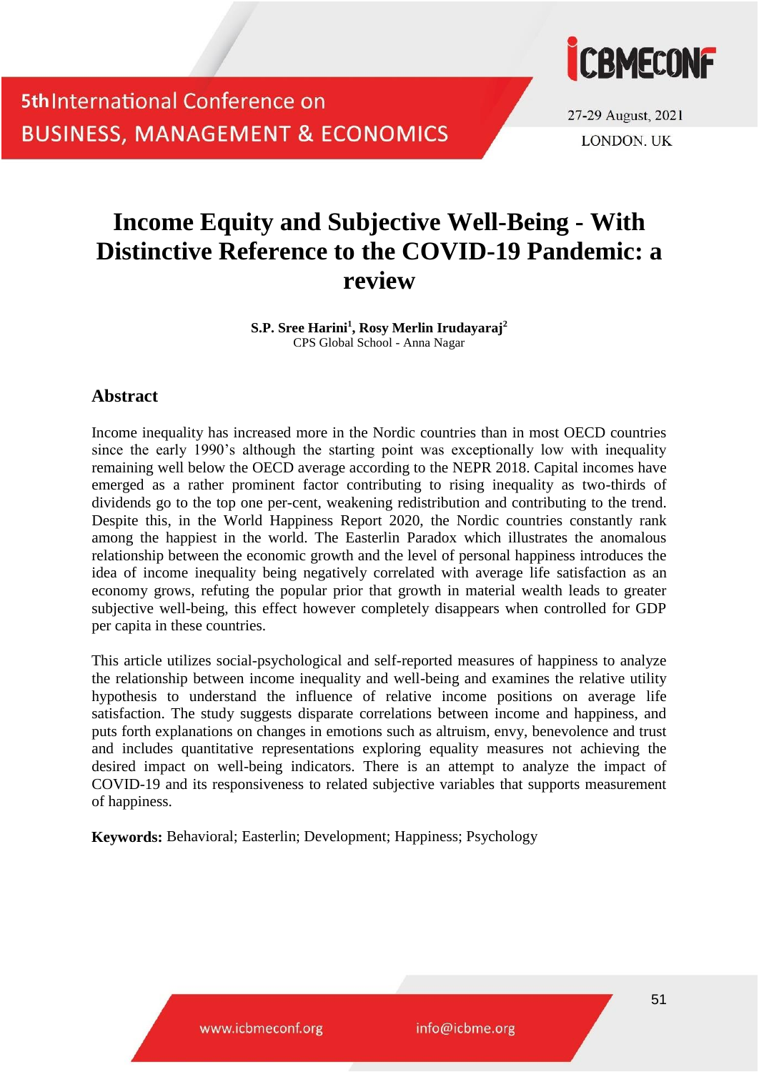# Income Equity and Subjective Well-Being - With Distinctive Reference to the COVID-19 Pandemic: a review

**S.P. Sree Harini[1], Rosy Merlin Irudayaraj[2]**
CPS Global School - Anna Nagar

## Abstract

Income inequality has increased more in the Nordic countries than in most OECD countries since the early 1990's although the starting point was exceptionally low with inequality remaining well below the OECD average according to the NEPR 2018. Capital incomes have emerged as a rather prominent factor contributing to rising inequality as two-thirds of dividends go to the top one per-cent, weakening redistribution and contributing to the trend. Despite this, in the World Happiness Report 2020, the Nordic countries constantly rank among the happiest in the world. The Easterlin Paradox which illustrates the anomalous relationship between the economic growth and the level of personal happiness introduces the idea of income inequality being negatively correlated with average life satisfaction as an economy grows, refuting the popular prior that growth in material wealth leads to greater subjective well-being, this effect however completely disappears when controlled for GDP per capita in these countries.

This article utilizes social-psychological and self-reported measures of happiness to analyze the relationship between income inequality and well-being and examines the relative utility hypothesis to understand the influence of relative income positions on average life satisfaction. The study suggests disparate correlations between income and happiness, and puts forth explanations on changes in emotions such as altruism, envy, benevolence and trust and includes quantitative representations exploring equality measures not achieving the desired impact on well-being indicators. There is an attempt to analyze the impact of COVID-19 and its responsiveness to related subjective variables that supports measurement of happiness.

**Keywords:** Behavioral; Easterlin; Development; Happiness; Psychology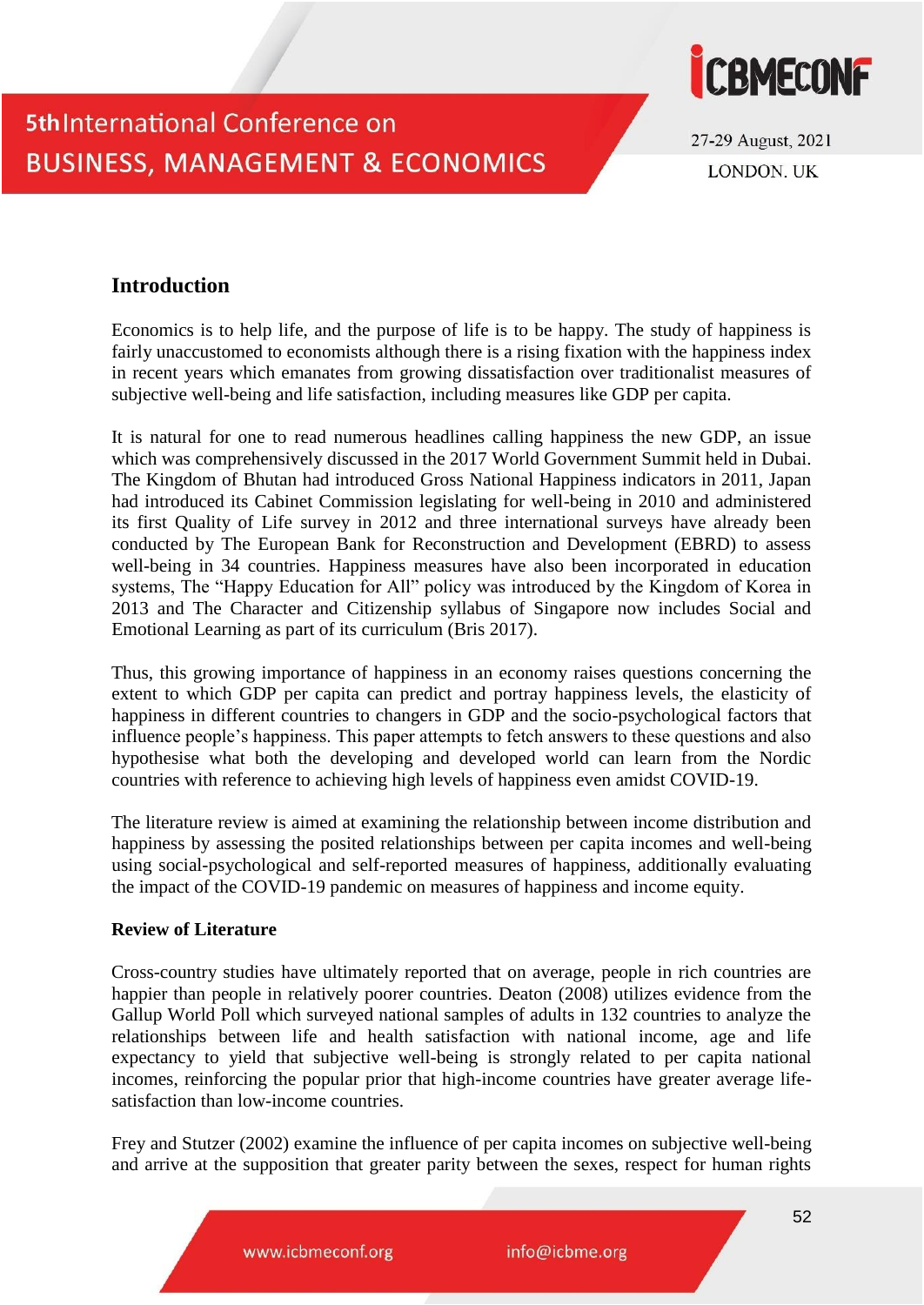## Introduction

Economics is to help life, and the purpose of life is to be happy. The study of happiness is fairly unaccustomed to economists although there is a rising fixation with the happiness index in recent years which emanates from growing dissatisfaction over traditionalist measures of subjective well-being and life satisfaction, including measures like GDP per capita.

It is natural for one to read numerous headlines calling happiness the new GDP, an issue which was comprehensively discussed in the 2017 World Government Summit held in Dubai. The Kingdom of Bhutan had introduced Gross National Happiness indicators in 2011, Japan had introduced its Cabinet Commission legislating for well-being in 2010 and administered its first Quality of Life survey in 2012 and three international surveys have already been conducted by The European Bank for Reconstruction and Development (EBRD) to assess well-being in 34 countries. Happiness measures have also been incorporated in education systems, The "Happy Education for All" policy was introduced by the Kingdom of Korea in 2013 and The Character and Citizenship syllabus of Singapore now includes Social and Emotional Learning as part of its curriculum (Bris 2017).

Thus, this growing importance of happiness in an economy raises questions concerning the extent to which GDP per capita can predict and portray happiness levels, the elasticity of happiness in different countries to changers in GDP and the socio-psychological factors that influence people's happiness. This paper attempts to fetch answers to these questions and also hypothesise what both the developing and developed world can learn from the Nordic countries with reference to achieving high levels of happiness even amidst COVID-19.

The literature review is aimed at examining the relationship between income distribution and happiness by assessing the posited relationships between per capita incomes and well-being using social-psychological and self-reported measures of happiness, additionally evaluating the impact of the COVID-19 pandemic on measures of happiness and income equity.

### Review of Literature

Cross-country studies have ultimately reported that on average, people in rich countries are happier than people in relatively poorer countries. Deaton (2008) utilizes evidence from the Gallup World Poll which surveyed national samples of adults in 132 countries to analyze the relationships between life and health satisfaction with national income, age and life expectancy to yield that subjective well-being is strongly related to per capita national incomes, reinforcing the popular prior that high-income countries have greater average life-satisfaction than low-income countries.

Frey and Stutzer (2002) examine the influence of per capita incomes on subjective well-being and arrive at the supposition that greater parity between the sexes, respect for human rights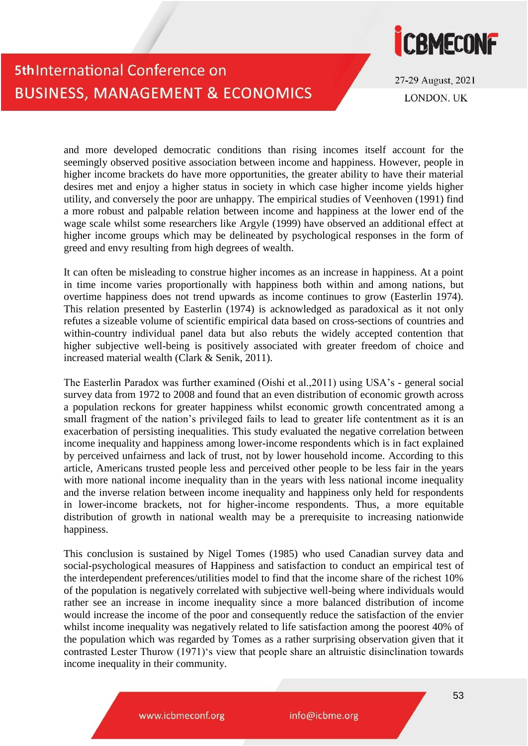and more developed democratic conditions than rising incomes itself account for the seemingly observed positive association between income and happiness. However, people in higher income brackets do have more opportunities, the greater ability to have their material desires met and enjoy a higher status in society in which case higher income yields higher utility, and conversely the poor are unhappy. The empirical studies of Veenhoven (1991) find a more robust and palpable relation between income and happiness at the lower end of the wage scale whilst some researchers like Argyle (1999) have observed an additional effect at higher income groups which may be delineated by psychological responses in the form of greed and envy resulting from high degrees of wealth.

It can often be misleading to construe higher incomes as an increase in happiness. At a point in time income varies proportionally with happiness both within and among nations, but overtime happiness does not trend upwards as income continues to grow (Easterlin 1974). This relation presented by Easterlin (1974) is acknowledged as paradoxical as it not only refutes a sizeable volume of scientific empirical data based on cross-sections of countries and within-country individual panel data but also rebuts the widely accepted contention that higher subjective well-being is positively associated with greater freedom of choice and increased material wealth (Clark & Senik, 2011).

The Easterlin Paradox was further examined (Oishi et al.,2011) using USA's - general social survey data from 1972 to 2008 and found that an even distribution of economic growth across a population reckons for greater happiness whilst economic growth concentrated among a small fragment of the nation's privileged fails to lead to greater life contentment as it is an exacerbation of persisting inequalities. This study evaluated the negative correlation between income inequality and happiness among lower-income respondents which is in fact explained by perceived unfairness and lack of trust, not by lower household income. According to this article, Americans trusted people less and perceived other people to be less fair in the years with more national income inequality than in the years with less national income inequality and the inverse relation between income inequality and happiness only held for respondents in lower-income brackets, not for higher-income respondents. Thus, a more equitable distribution of growth in national wealth may be a prerequisite to increasing nationwide happiness.

This conclusion is sustained by Nigel Tomes (1985) who used Canadian survey data and social-psychological measures of Happiness and satisfaction to conduct an empirical test of the interdependent preferences/utilities model to find that the income share of the richest 10% of the population is negatively correlated with subjective well-being where individuals would rather see an increase in income inequality since a more balanced distribution of income would increase the income of the poor and consequently reduce the satisfaction of the envier whilst income inequality was negatively related to life satisfaction among the poorest 40% of the population which was regarded by Tomes as a rather surprising observation given that it contrasted Lester Thurow (1971)'s view that people share an altruistic disinclination towards income inequality in their community.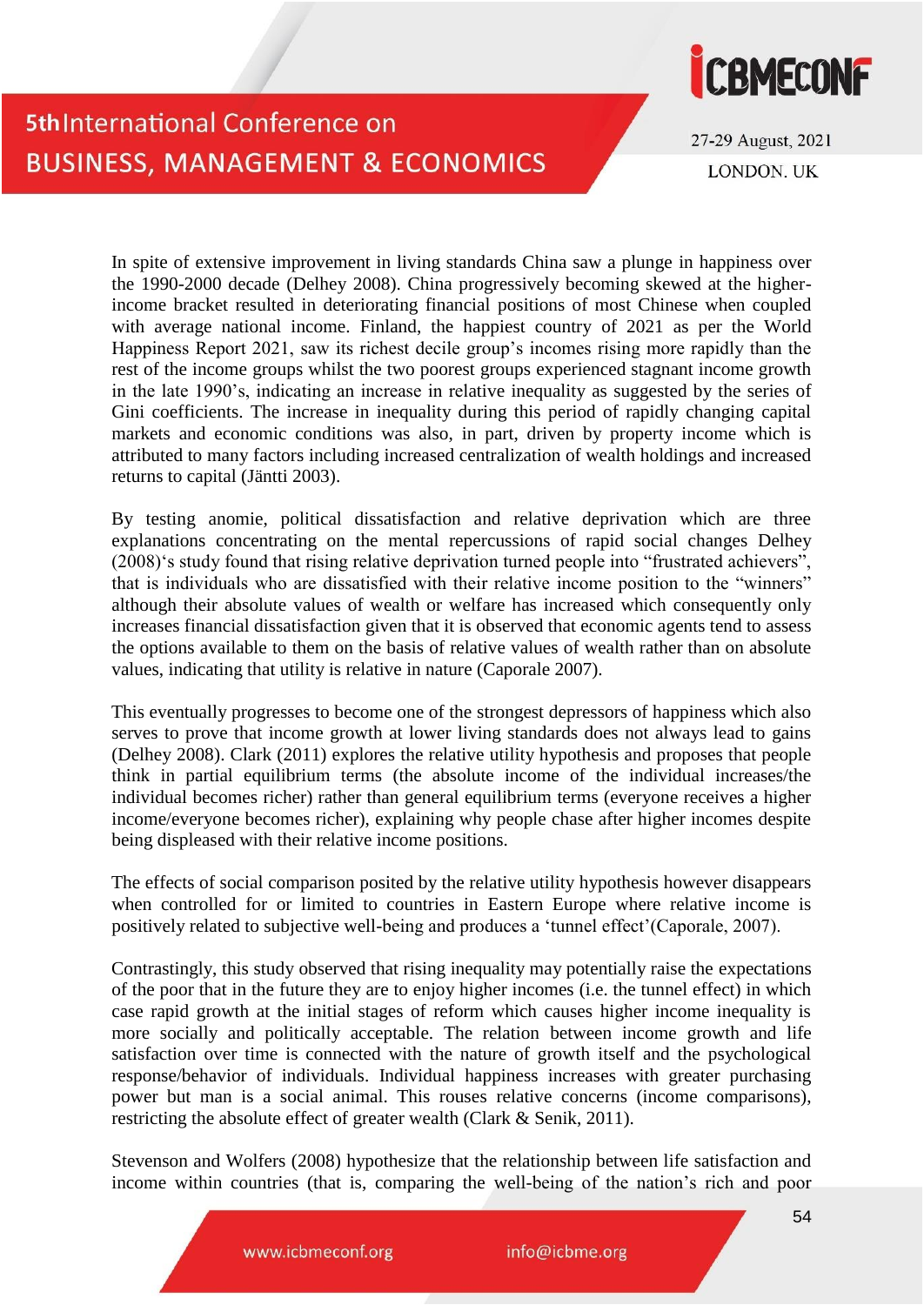In spite of extensive improvement in living standards China saw a plunge in happiness over the 1990-2000 decade (Delhey 2008). China progressively becoming skewed at the higher-income bracket resulted in deteriorating financial positions of most Chinese when coupled with average national income. Finland, the happiest country of 2021 as per the World Happiness Report 2021, saw its richest decile group's incomes rising more rapidly than the rest of the income groups whilst the two poorest groups experienced stagnant income growth in the late 1990's, indicating an increase in relative inequality as suggested by the series of Gini coefficients. The increase in inequality during this period of rapidly changing capital markets and economic conditions was also, in part, driven by property income which is attributed to many factors including increased centralization of wealth holdings and increased returns to capital (Jäntti 2003).

By testing anomie, political dissatisfaction and relative deprivation which are three explanations concentrating on the mental repercussions of rapid social changes Delhey (2008)'s study found that rising relative deprivation turned people into "frustrated achievers", that is individuals who are dissatisfied with their relative income position to the "winners" although their absolute values of wealth or welfare has increased which consequently only increases financial dissatisfaction given that it is observed that economic agents tend to assess the options available to them on the basis of relative values of wealth rather than on absolute values, indicating that utility is relative in nature (Caporale 2007).

This eventually progresses to become one of the strongest depressors of happiness which also serves to prove that income growth at lower living standards does not always lead to gains (Delhey 2008). Clark (2011) explores the relative utility hypothesis and proposes that people think in partial equilibrium terms (the absolute income of the individual increases/the individual becomes richer) rather than general equilibrium terms (everyone receives a higher income/everyone becomes richer), explaining why people chase after higher incomes despite being displeased with their relative income positions.

The effects of social comparison posited by the relative utility hypothesis however disappears when controlled for or limited to countries in Eastern Europe where relative income is positively related to subjective well-being and produces a 'tunnel effect'(Caporale, 2007).

Contrastingly, this study observed that rising inequality may potentially raise the expectations of the poor that in the future they are to enjoy higher incomes (i.e. the tunnel effect) in which case rapid growth at the initial stages of reform which causes higher income inequality is more socially and politically acceptable. The relation between income growth and life satisfaction over time is connected with the nature of growth itself and the psychological response/behavior of individuals. Individual happiness increases with greater purchasing power but man is a social animal. This rouses relative concerns (income comparisons), restricting the absolute effect of greater wealth (Clark & Senik, 2011).

Stevenson and Wolfers (2008) hypothesize that the relationship between life satisfaction and income within countries (that is, comparing the well-being of the nation's rich and poor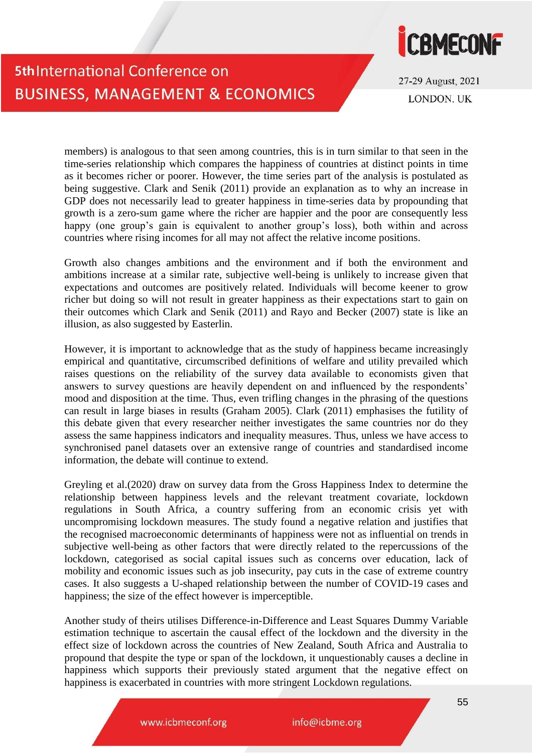members) is analogous to that seen among countries, this is in turn similar to that seen in the time-series relationship which compares the happiness of countries at distinct points in time as it becomes richer or poorer. However, the time series part of the analysis is postulated as being suggestive. Clark and Senik (2011) provide an explanation as to why an increase in GDP does not necessarily lead to greater happiness in time-series data by propounding that growth is a zero-sum game where the richer are happier and the poor are consequently less happy (one group's gain is equivalent to another group's loss), both within and across countries where rising incomes for all may not affect the relative income positions.

Growth also changes ambitions and the environment and if both the environment and ambitions increase at a similar rate, subjective well-being is unlikely to increase given that expectations and outcomes are positively related. Individuals will become keener to grow richer but doing so will not result in greater happiness as their expectations start to gain on their outcomes which Clark and Senik (2011) and Rayo and Becker (2007) state is like an illusion, as also suggested by Easterlin.

However, it is important to acknowledge that as the study of happiness became increasingly empirical and quantitative, circumscribed definitions of welfare and utility prevailed which raises questions on the reliability of the survey data available to economists given that answers to survey questions are heavily dependent on and influenced by the respondents' mood and disposition at the time. Thus, even trifling changes in the phrasing of the questions can result in large biases in results (Graham 2005). Clark (2011) emphasises the futility of this debate given that every researcher neither investigates the same countries nor do they assess the same happiness indicators and inequality measures. Thus, unless we have access to synchronised panel datasets over an extensive range of countries and standardised income information, the debate will continue to extend.

Greyling et al.(2020) draw on survey data from the Gross Happiness Index to determine the relationship between happiness levels and the relevant treatment covariate, lockdown regulations in South Africa, a country suffering from an economic crisis yet with uncompromising lockdown measures. The study found a negative relation and justifies that the recognised macroeconomic determinants of happiness were not as influential on trends in subjective well-being as other factors that were directly related to the repercussions of the lockdown, categorised as social capital issues such as concerns over education, lack of mobility and economic issues such as job insecurity, pay cuts in the case of extreme country cases. It also suggests a U-shaped relationship between the number of COVID-19 cases and happiness; the size of the effect however is imperceptible.

Another study of theirs utilises Difference-in-Difference and Least Squares Dummy Variable estimation technique to ascertain the causal effect of the lockdown and the diversity in the effect size of lockdown across the countries of New Zealand, South Africa and Australia to propound that despite the type or span of the lockdown, it unquestionably causes a decline in happiness which supports their previously stated argument that the negative effect on happiness is exacerbated in countries with more stringent Lockdown regulations.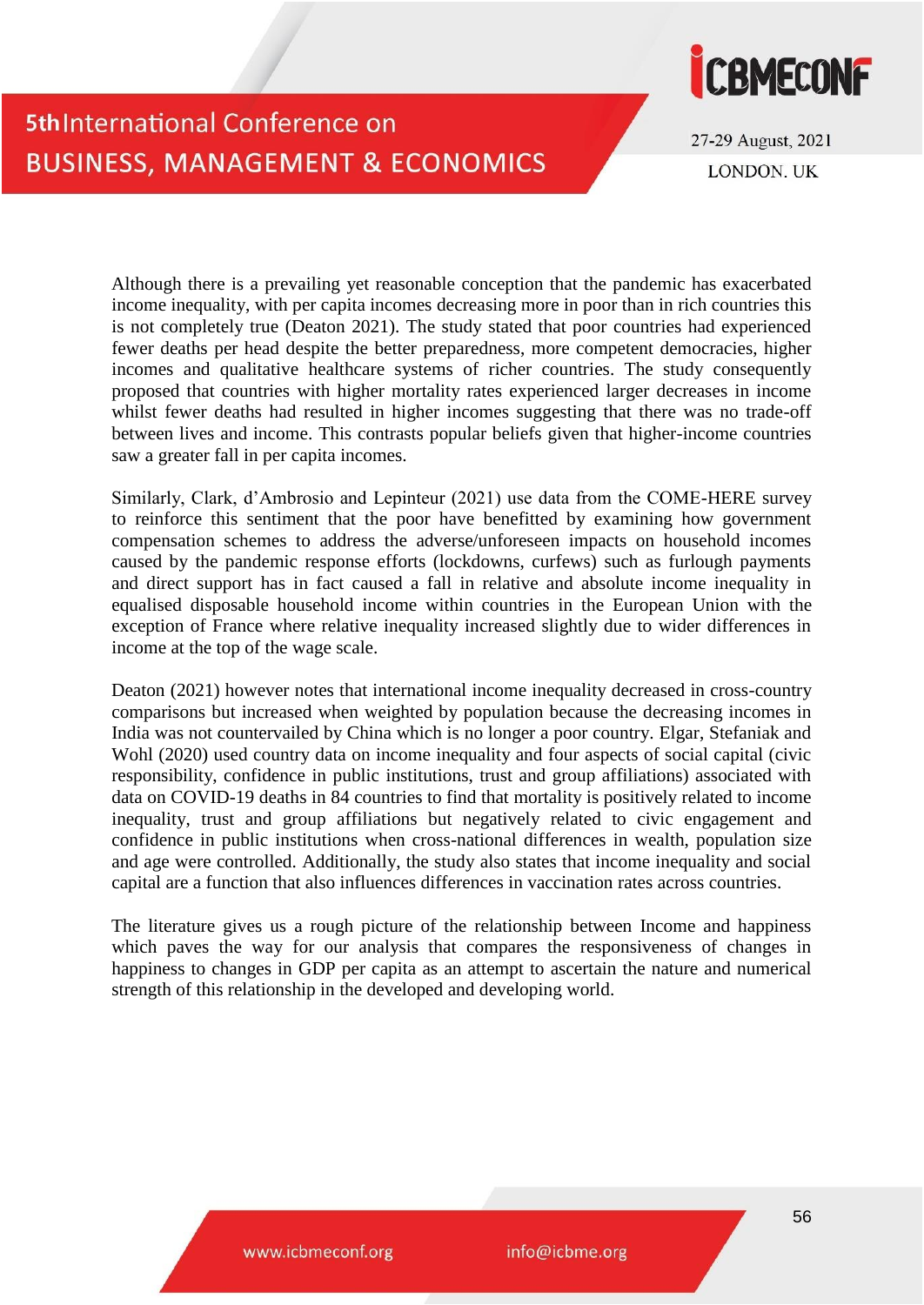Although there is a prevailing yet reasonable conception that the pandemic has exacerbated income inequality, with per capita incomes decreasing more in poor than in rich countries this is not completely true (Deaton 2021). The study stated that poor countries had experienced fewer deaths per head despite the better preparedness, more competent democracies, higher incomes and qualitative healthcare systems of richer countries. The study consequently proposed that countries with higher mortality rates experienced larger decreases in income whilst fewer deaths had resulted in higher incomes suggesting that there was no trade-off between lives and income. This contrasts popular beliefs given that higher-income countries saw a greater fall in per capita incomes.

Similarly, Clark, d'Ambrosio and Lepinteur (2021) use data from the COME-HERE survey to reinforce this sentiment that the poor have benefitted by examining how government compensation schemes to address the adverse/unforeseen impacts on household incomes caused by the pandemic response efforts (lockdowns, curfews) such as furlough payments and direct support has in fact caused a fall in relative and absolute income inequality in equalised disposable household income within countries in the European Union with the exception of France where relative inequality increased slightly due to wider differences in income at the top of the wage scale.

Deaton (2021) however notes that international income inequality decreased in cross-country comparisons but increased when weighted by population because the decreasing incomes in India was not countervailed by China which is no longer a poor country. Elgar, Stefaniak and Wohl (2020) used country data on income inequality and four aspects of social capital (civic responsibility, confidence in public institutions, trust and group affiliations) associated with data on COVID-19 deaths in 84 countries to find that mortality is positively related to income inequality, trust and group affiliations but negatively related to civic engagement and confidence in public institutions when cross-national differences in wealth, population size and age were controlled. Additionally, the study also states that income inequality and social capital are a function that also influences differences in vaccination rates across countries.

The literature gives us a rough picture of the relationship between Income and happiness which paves the way for our analysis that compares the responsiveness of changes in happiness to changes in GDP per capita as an attempt to ascertain the nature and numerical strength of this relationship in the developed and developing world.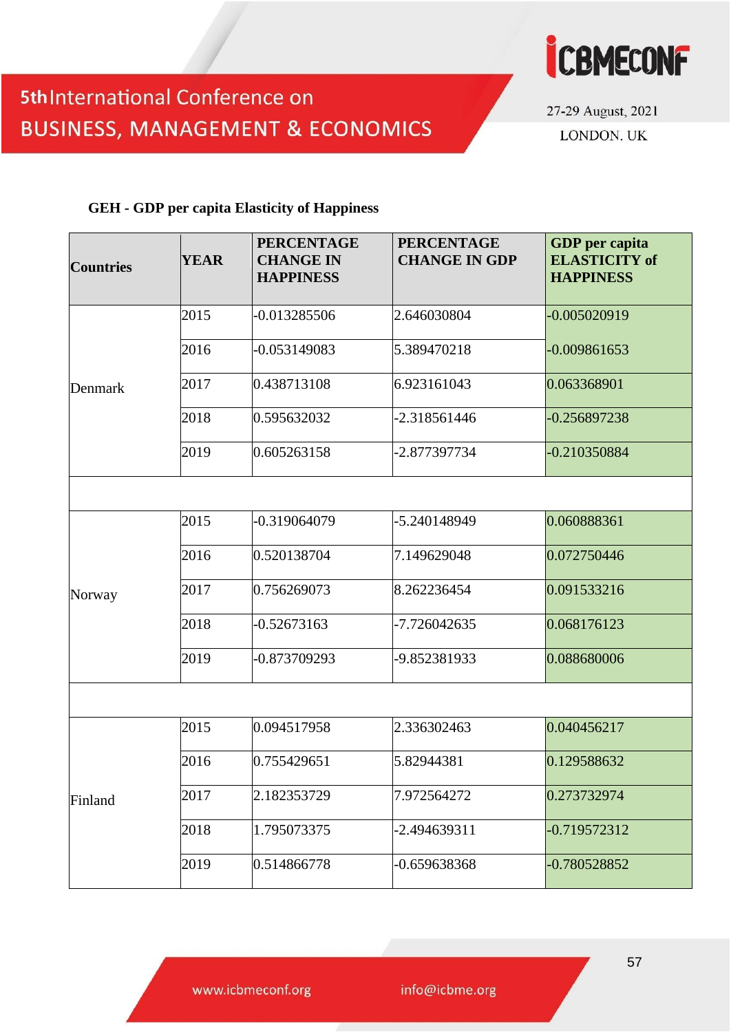**GEH - GDP per capita Elasticity of Happiness**

| Countries | YEAR | PERCENTAGE CHANGE IN HAPPINESS | PERCENTAGE CHANGE IN GDP | GDP per capita ELASTICITY of HAPPINESS |
|---|---|---|---|---|
| Denmark | 2015 | -0.013285506 | 2.646030804 | -0.005020919 |
| | 2016 | -0.053149083 | 5.389470218 | -0.009861653 |
| | 2017 | 0.438713108 | 6.923161043 | 0.063368901 |
| | 2018 | 0.595632032 | -2.318561446 | -0.256897238 |
| | 2019 | 0.605263158 | -2.877397734 | -0.210350884 |
| | | | | |
| Norway | 2015 | -0.319064079 | -5.240148949 | 0.060888361 |
| | 2016 | 0.520138704 | 7.149629048 | 0.072750446 |
| | 2017 | 0.756269073 | 8.262236454 | 0.091533216 |
| | 2018 | -0.52673163 | -7.726042635 | 0.068176123 |
| | 2019 | -0.873709293 | -9.852381933 | 0.088680006 |
| | | | | |
| Finland | 2015 | 0.094517958 | 2.336302463 | 0.040456217 |
| | 2016 | 0.755429651 | 5.82944381 | 0.129588632 |
| | 2017 | 2.182353729 | 7.972564272 | 0.273732974 |
| | 2018 | 1.795073375 | -2.494639311 | -0.719572312 |
| | 2019 | 0.514866778 | -0.659638368 | -0.780528852 |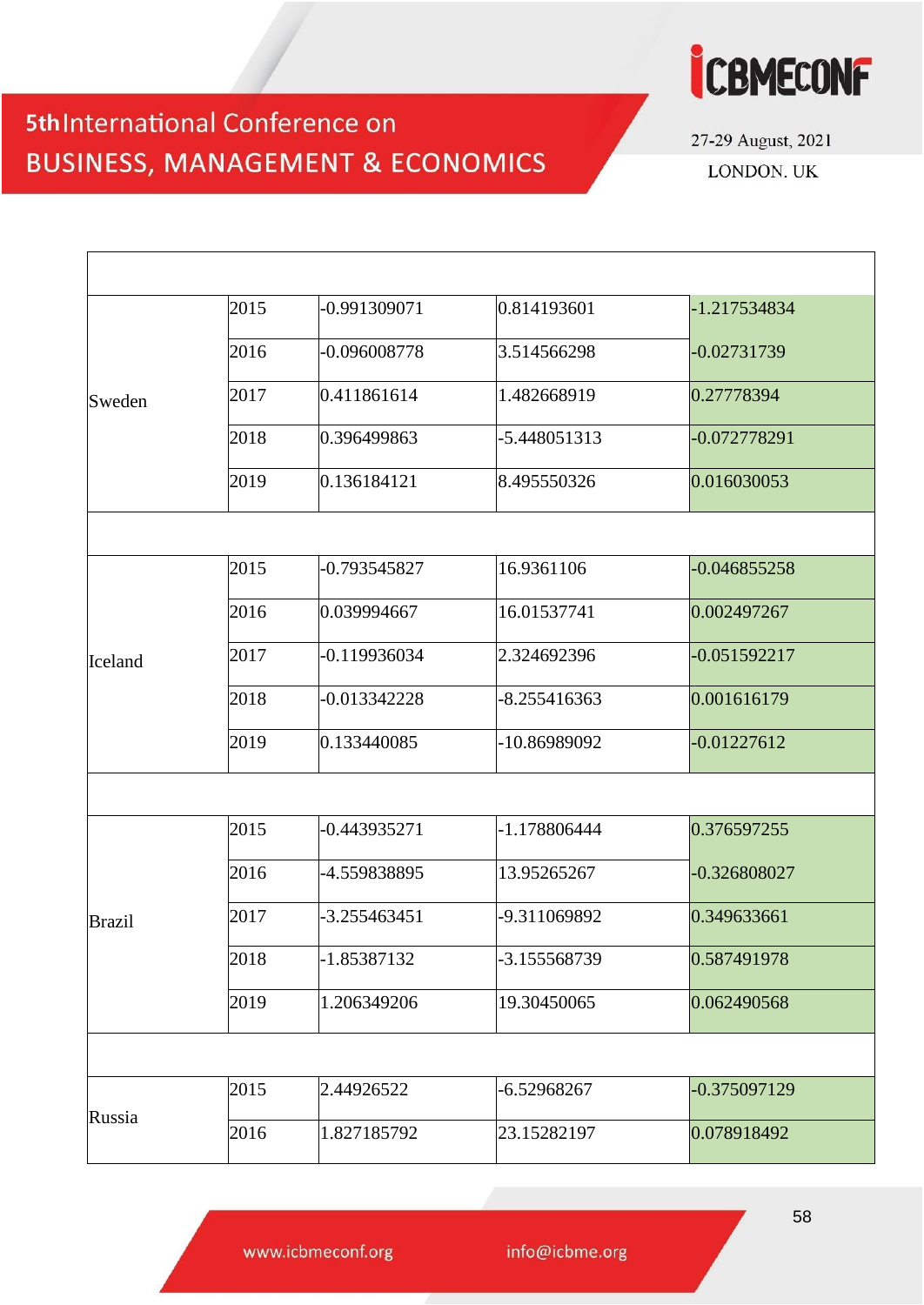| | | | | |
|---|---|---|---|---|
| | | | | |
| Sweden | 2015 | -0.991309071 | 0.814193601 | -1.217534834 |
| | 2016 | -0.096008778 | 3.514566298 | -0.02731739 |
| | 2017 | 0.411861614 | 1.482668919 | 0.27778394 |
| | 2018 | 0.396499863 | -5.448051313 | -0.072778291 |
| | 2019 | 0.136184121 | 8.495550326 | 0.016030053 |
| | | | | |
| Iceland | 2015 | -0.793545827 | 16.9361106 | -0.046855258 |
| | 2016 | 0.039994667 | 16.01537741 | 0.002497267 |
| | 2017 | -0.119936034 | 2.324692396 | -0.051592217 |
| | 2018 | -0.013342228 | -8.255416363 | 0.001616179 |
| | 2019 | 0.133440085 | -10.86989092 | -0.01227612 |
| | | | | |
| Brazil | 2015 | -0.443935271 | -1.178806444 | 0.376597255 |
| | 2016 | -4.559838895 | 13.95265267 | -0.326808027 |
| | 2017 | -3.255463451 | -9.311069892 | 0.349633661 |
| | 2018 | -1.85387132 | -3.155568739 | 0.587491978 |
| | 2019 | 1.206349206 | 19.30450065 | 0.062490568 |
| | | | | |
| Russia | 2015 | 2.44926522 | -6.52968267 | -0.375097129 |
| | 2016 | 1.827185792 | 23.15282197 | 0.078918492 |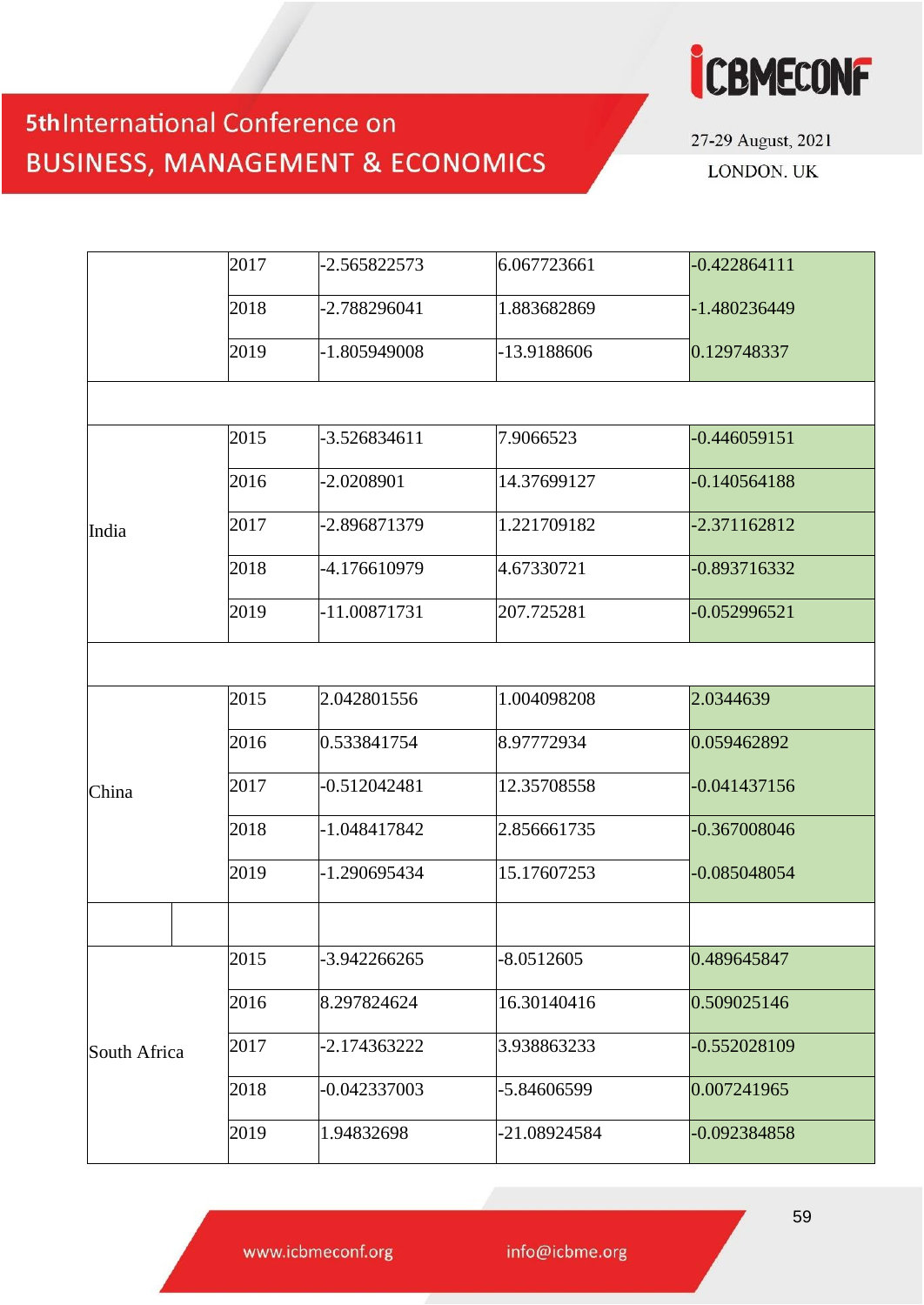|  |  |  |  |  |
|---|---|---|---|---|
|  | 2017 | -2.565822573 | 6.067723661 | -0.422864111 |
|  | 2018 | -2.788296041 | 1.883682869 | -1.480236449 |
|  | 2019 | -1.805949008 | -13.9188606 | 0.129748337 |
|  |  |  |  |  |
| India | 2015 | -3.526834611 | 7.9066523 | -0.446059151 |
|  | 2016 | -2.0208901 | 14.37699127 | -0.140564188 |
|  | 2017 | -2.896871379 | 1.221709182 | -2.371162812 |
|  | 2018 | -4.176610979 | 4.67330721 | -0.893716332 |
|  | 2019 | -11.00871731 | 207.725281 | -0.052996521 |
|  |  |  |  |  |
| China | 2015 | 2.042801556 | 1.004098208 | 2.0344639 |
|  | 2016 | 0.533841754 | 8.97772934 | 0.059462892 |
|  | 2017 | -0.512042481 | 12.35708558 | -0.041437156 |
|  | 2018 | -1.048417842 | 2.856661735 | -0.367008046 |
|  | 2019 | -1.290695434 | 15.17607253 | -0.085048054 |
|  |  |  |  |  |
| South Africa | 2015 | -3.942266265 | -8.0512605 | 0.489645847 |
|  | 2016 | 8.297824624 | 16.30140416 | 0.509025146 |
|  | 2017 | -2.174363222 | 3.938863233 | -0.552028109 |
|  | 2018 | -0.042337003 | -5.84606599 | 0.007241965 |
|  | 2019 | 1.94832698 | -21.08924584 | -0.092384858 |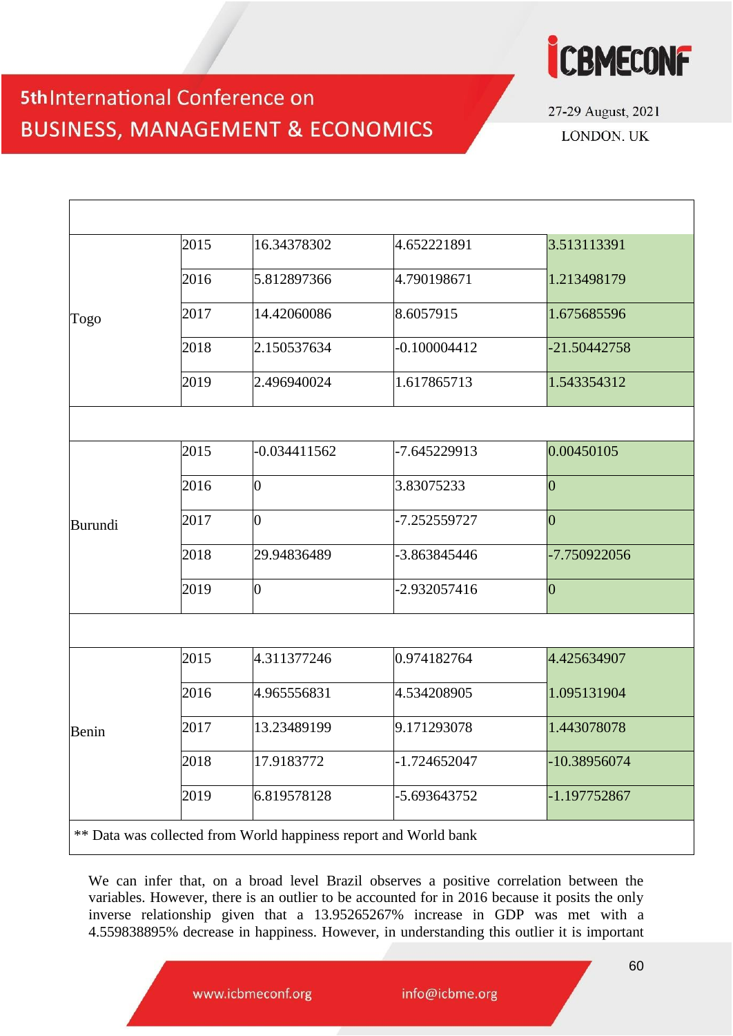| | | | | |
|---|---|---|---|---|
| Togo | 2015 | 16.34378302 | 4.652221891 | 3.513113391 |
| | 2016 | 5.812897366 | 4.790198671 | 1.213498179 |
| | 2017 | 14.42060086 | 8.6057915 | 1.675685596 |
| | 2018 | 2.150537634 | -0.100004412 | -21.50442758 |
| | 2019 | 2.496940024 | 1.617865713 | 1.543354312 |
| | | | | |
| Burundi | 2015 | -0.034411562 | -7.645229913 | 0.00450105 |
| | 2016 | 0 | 3.83075233 | 0 |
| | 2017 | 0 | -7.252559727 | 0 |
| | 2018 | 29.94836489 | -3.863845446 | -7.750922056 |
| | 2019 | 0 | -2.932057416 | 0 |
| | | | | |
| Benin | 2015 | 4.311377246 | 0.974182764 | 4.425634907 |
| | 2016 | 4.965556831 | 4.534208905 | 1.095131904 |
| | 2017 | 13.23489199 | 9.171293078 | 1.443078078 |
| | 2018 | 17.9183772 | -1.724652047 | -10.38956074 |
| | 2019 | 6.819578128 | -5.693643752 | -1.197752867 |
| ** Data was collected from World happiness report and World bank | | | | |

We can infer that, on a broad level Brazil observes a positive correlation between the variables. However, there is an outlier to be accounted for in 2016 because it posits the only inverse relationship given that a 13.95265267% increase in GDP was met with a 4.559838895% decrease in happiness. However, in understanding this outlier it is important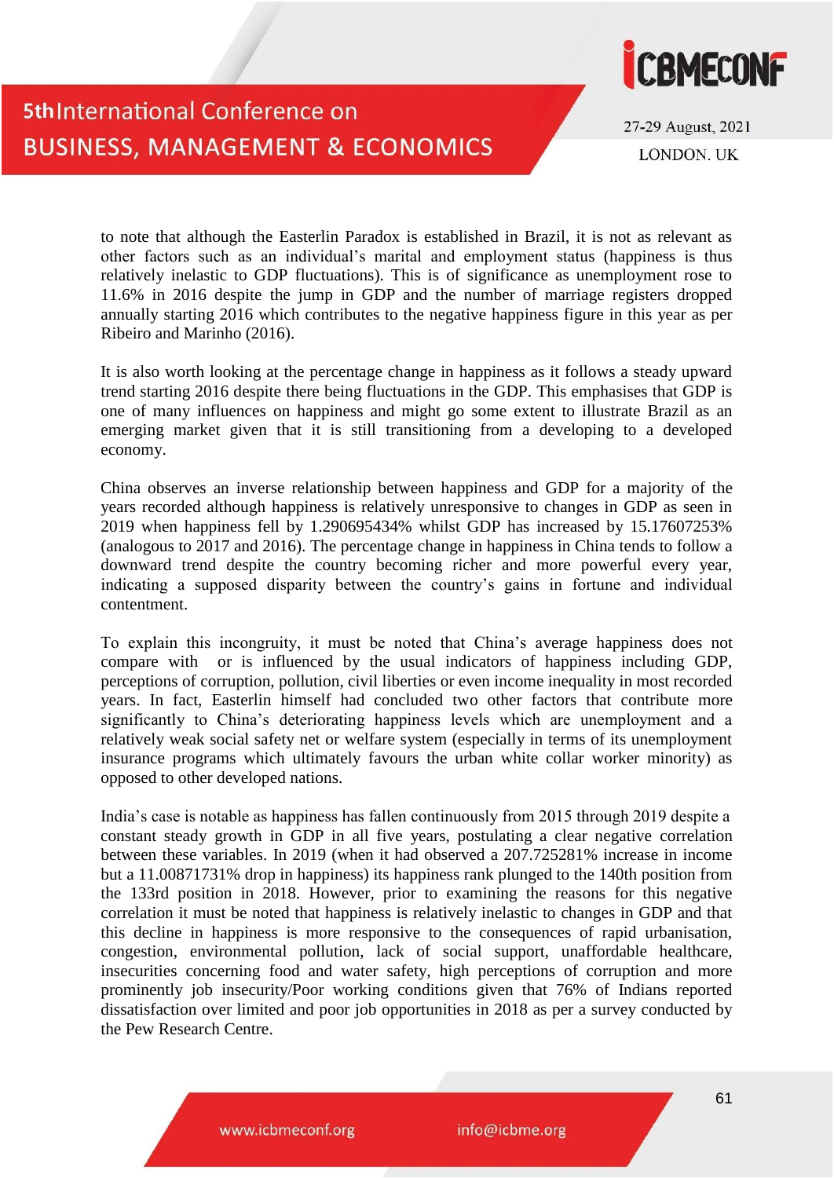to note that although the Easterlin Paradox is established in Brazil, it is not as relevant as other factors such as an individual's marital and employment status (happiness is thus relatively inelastic to GDP fluctuations). This is of significance as unemployment rose to 11.6% in 2016 despite the jump in GDP and the number of marriage registers dropped annually starting 2016 which contributes to the negative happiness figure in this year as per Ribeiro and Marinho (2016).

It is also worth looking at the percentage change in happiness as it follows a steady upward trend starting 2016 despite there being fluctuations in the GDP. This emphasises that GDP is one of many influences on happiness and might go some extent to illustrate Brazil as an emerging market given that it is still transitioning from a developing to a developed economy.

China observes an inverse relationship between happiness and GDP for a majority of the years recorded although happiness is relatively unresponsive to changes in GDP as seen in 2019 when happiness fell by 1.290695434% whilst GDP has increased by 15.17607253% (analogous to 2017 and 2016). The percentage change in happiness in China tends to follow a downward trend despite the country becoming richer and more powerful every year, indicating a supposed disparity between the country's gains in fortune and individual contentment.

To explain this incongruity, it must be noted that China's average happiness does not compare with or is influenced by the usual indicators of happiness including GDP, perceptions of corruption, pollution, civil liberties or even income inequality in most recorded years. In fact, Easterlin himself had concluded two other factors that contribute more significantly to China's deteriorating happiness levels which are unemployment and a relatively weak social safety net or welfare system (especially in terms of its unemployment insurance programs which ultimately favours the urban white collar worker minority) as opposed to other developed nations.

India's case is notable as happiness has fallen continuously from 2015 through 2019 despite a constant steady growth in GDP in all five years, postulating a clear negative correlation between these variables. In 2019 (when it had observed a 207.725281% increase in income but a 11.00871731% drop in happiness) its happiness rank plunged to the 140th position from the 133rd position in 2018. However, prior to examining the reasons for this negative correlation it must be noted that happiness is relatively inelastic to changes in GDP and that this decline in happiness is more responsive to the consequences of rapid urbanisation, congestion, environmental pollution, lack of social support, unaffordable healthcare, insecurities concerning food and water safety, high perceptions of corruption and more prominently job insecurity/Poor working conditions given that 76% of Indians reported dissatisfaction over limited and poor job opportunities in 2018 as per a survey conducted by the Pew Research Centre.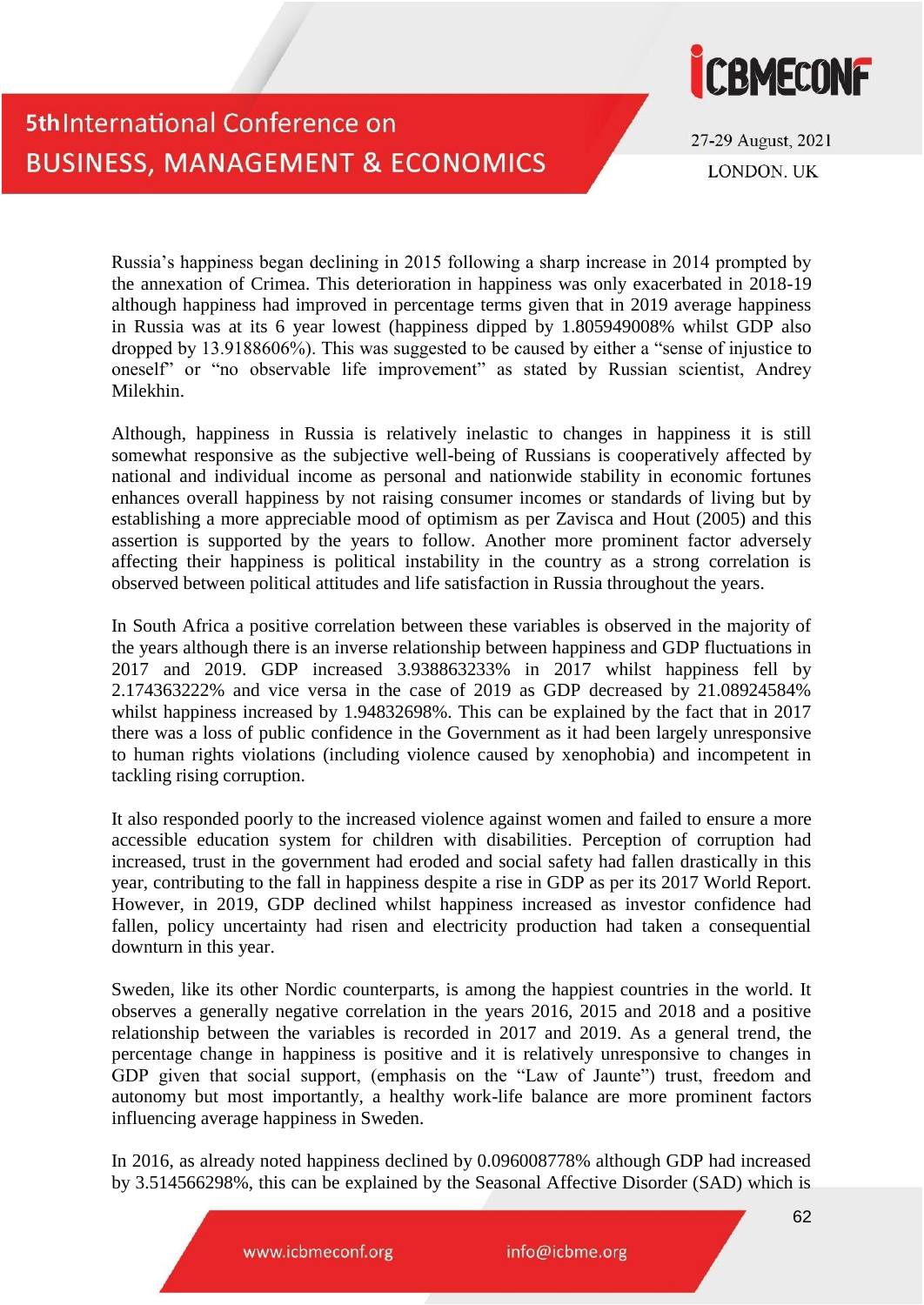Russia's happiness began declining in 2015 following a sharp increase in 2014 prompted by the annexation of Crimea. This deterioration in happiness was only exacerbated in 2018-19 although happiness had improved in percentage terms given that in 2019 average happiness in Russia was at its 6 year lowest (happiness dipped by 1.805949008% whilst GDP also dropped by 13.9188606%). This was suggested to be caused by either a "sense of injustice to oneself" or "no observable life improvement" as stated by Russian scientist, Andrey Milekhin.

Although, happiness in Russia is relatively inelastic to changes in happiness it is still somewhat responsive as the subjective well-being of Russians is cooperatively affected by national and individual income as personal and nationwide stability in economic fortunes enhances overall happiness by not raising consumer incomes or standards of living but by establishing a more appreciable mood of optimism as per Zavisca and Hout (2005) and this assertion is supported by the years to follow. Another more prominent factor adversely affecting their happiness is political instability in the country as a strong correlation is observed between political attitudes and life satisfaction in Russia throughout the years.

In South Africa a positive correlation between these variables is observed in the majority of the years although there is an inverse relationship between happiness and GDP fluctuations in 2017 and 2019. GDP increased 3.938863233% in 2017 whilst happiness fell by 2.174363222% and vice versa in the case of 2019 as GDP decreased by 21.08924584% whilst happiness increased by 1.94832698%. This can be explained by the fact that in 2017 there was a loss of public confidence in the Government as it had been largely unresponsive to human rights violations (including violence caused by xenophobia) and incompetent in tackling rising corruption.

It also responded poorly to the increased violence against women and failed to ensure a more accessible education system for children with disabilities. Perception of corruption had increased, trust in the government had eroded and social safety had fallen drastically in this year, contributing to the fall in happiness despite a rise in GDP as per its 2017 World Report. However, in 2019, GDP declined whilst happiness increased as investor confidence had fallen, policy uncertainty had risen and electricity production had taken a consequential downturn in this year.

Sweden, like its other Nordic counterparts, is among the happiest countries in the world. It observes a generally negative correlation in the years 2016, 2015 and 2018 and a positive relationship between the variables is recorded in 2017 and 2019. As a general trend, the percentage change in happiness is positive and it is relatively unresponsive to changes in GDP given that social support, (emphasis on the "Law of Jaunte") trust, freedom and autonomy but most importantly, a healthy work-life balance are more prominent factors influencing average happiness in Sweden.

In 2016, as already noted happiness declined by 0.096008778% although GDP had increased by 3.514566298%, this can be explained by the Seasonal Affective Disorder (SAD) which is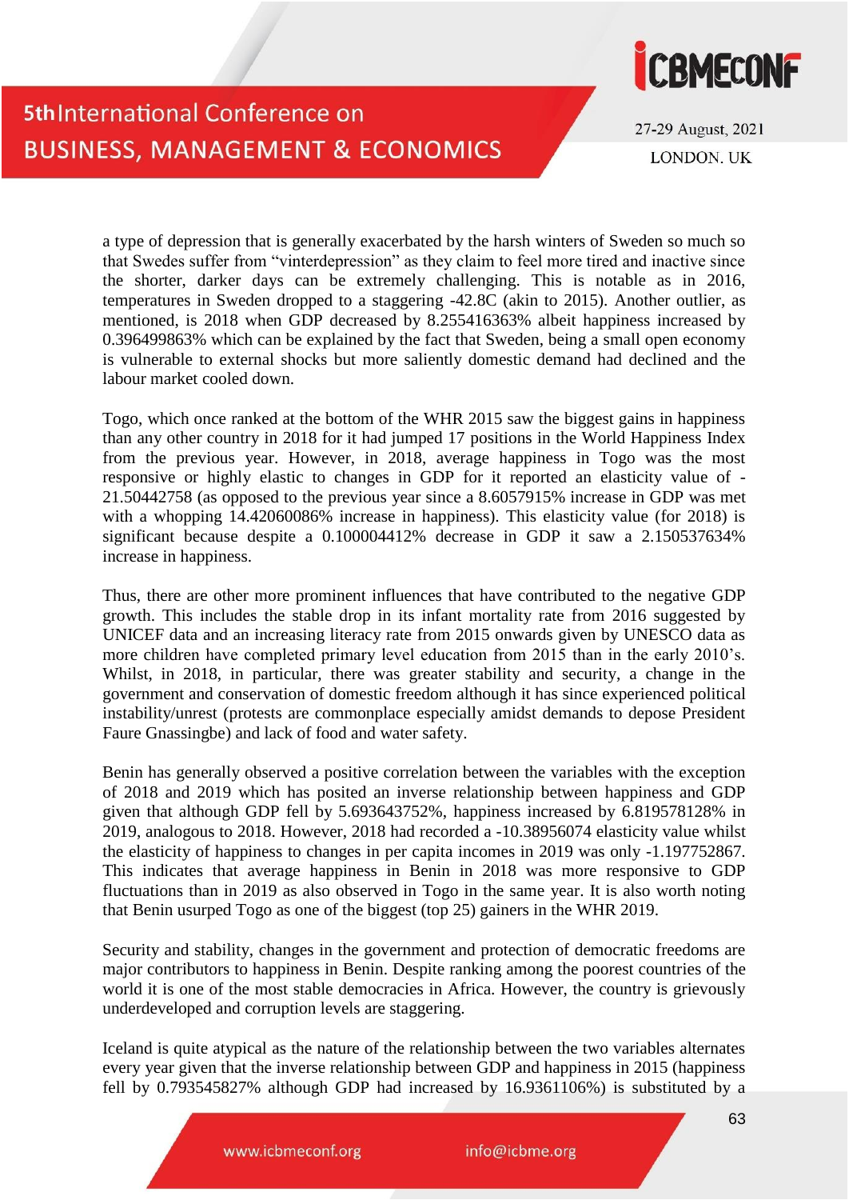a type of depression that is generally exacerbated by the harsh winters of Sweden so much so that Swedes suffer from "vinterdepression" as they claim to feel more tired and inactive since the shorter, darker days can be extremely challenging. This is notable as in 2016, temperatures in Sweden dropped to a staggering -42.8C (akin to 2015). Another outlier, as mentioned, is 2018 when GDP decreased by 8.255416363% albeit happiness increased by 0.396499863% which can be explained by the fact that Sweden, being a small open economy is vulnerable to external shocks but more saliently domestic demand had declined and the labour market cooled down.

Togo, which once ranked at the bottom of the WHR 2015 saw the biggest gains in happiness than any other country in 2018 for it had jumped 17 positions in the World Happiness Index from the previous year. However, in 2018, average happiness in Togo was the most responsive or highly elastic to changes in GDP for it reported an elasticity value of -21.50442758 (as opposed to the previous year since a 8.6057915% increase in GDP was met with a whopping 14.42060086% increase in happiness). This elasticity value (for 2018) is significant because despite a 0.100004412% decrease in GDP it saw a 2.150537634% increase in happiness.

Thus, there are other more prominent influences that have contributed to the negative GDP growth. This includes the stable drop in its infant mortality rate from 2016 suggested by UNICEF data and an increasing literacy rate from 2015 onwards given by UNESCO data as more children have completed primary level education from 2015 than in the early 2010's. Whilst, in 2018, in particular, there was greater stability and security, a change in the government and conservation of domestic freedom although it has since experienced political instability/unrest (protests are commonplace especially amidst demands to depose President Faure Gnassingbe) and lack of food and water safety.

Benin has generally observed a positive correlation between the variables with the exception of 2018 and 2019 which has posited an inverse relationship between happiness and GDP given that although GDP fell by 5.693643752%, happiness increased by 6.819578128% in 2019, analogous to 2018. However, 2018 had recorded a -10.38956074 elasticity value whilst the elasticity of happiness to changes in per capita incomes in 2019 was only -1.197752867. This indicates that average happiness in Benin in 2018 was more responsive to GDP fluctuations than in 2019 as also observed in Togo in the same year. It is also worth noting that Benin usurped Togo as one of the biggest (top 25) gainers in the WHR 2019.

Security and stability, changes in the government and protection of democratic freedoms are major contributors to happiness in Benin. Despite ranking among the poorest countries of the world it is one of the most stable democracies in Africa. However, the country is grievously underdeveloped and corruption levels are staggering.

Iceland is quite atypical as the nature of the relationship between the two variables alternates every year given that the inverse relationship between GDP and happiness in 2015 (happiness fell by 0.793545827% although GDP had increased by 16.9361106%) is substituted by a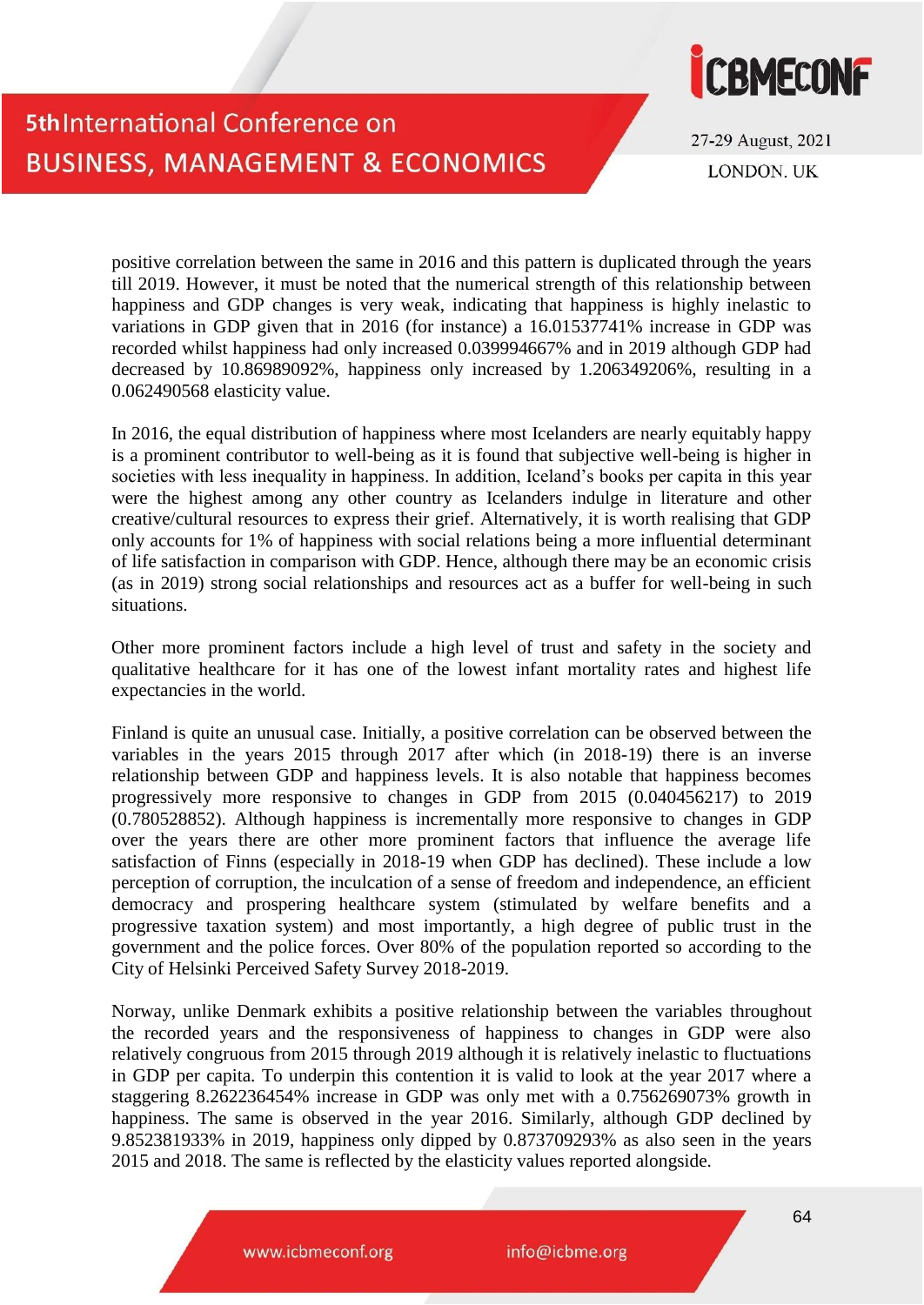positive correlation between the same in 2016 and this pattern is duplicated through the years till 2019. However, it must be noted that the numerical strength of this relationship between happiness and GDP changes is very weak, indicating that happiness is highly inelastic to variations in GDP given that in 2016 (for instance) a 16.01537741% increase in GDP was recorded whilst happiness had only increased 0.039994667% and in 2019 although GDP had decreased by 10.86989092%, happiness only increased by 1.206349206%, resulting in a 0.062490568 elasticity value.

In 2016, the equal distribution of happiness where most Icelanders are nearly equitably happy is a prominent contributor to well-being as it is found that subjective well-being is higher in societies with less inequality in happiness. In addition, Iceland's books per capita in this year were the highest among any other country as Icelanders indulge in literature and other creative/cultural resources to express their grief. Alternatively, it is worth realising that GDP only accounts for 1% of happiness with social relations being a more influential determinant of life satisfaction in comparison with GDP. Hence, although there may be an economic crisis (as in 2019) strong social relationships and resources act as a buffer for well-being in such situations.

Other more prominent factors include a high level of trust and safety in the society and qualitative healthcare for it has one of the lowest infant mortality rates and highest life expectancies in the world.

Finland is quite an unusual case. Initially, a positive correlation can be observed between the variables in the years 2015 through 2017 after which (in 2018-19) there is an inverse relationship between GDP and happiness levels. It is also notable that happiness becomes progressively more responsive to changes in GDP from 2015 (0.040456217) to 2019 (0.780528852). Although happiness is incrementally more responsive to changes in GDP over the years there are other more prominent factors that influence the average life satisfaction of Finns (especially in 2018-19 when GDP has declined). These include a low perception of corruption, the inculcation of a sense of freedom and independence, an efficient democracy and prospering healthcare system (stimulated by welfare benefits and a progressive taxation system) and most importantly, a high degree of public trust in the government and the police forces. Over 80% of the population reported so according to the City of Helsinki Perceived Safety Survey 2018-2019.

Norway, unlike Denmark exhibits a positive relationship between the variables throughout the recorded years and the responsiveness of happiness to changes in GDP were also relatively congruous from 2015 through 2019 although it is relatively inelastic to fluctuations in GDP per capita. To underpin this contention it is valid to look at the year 2017 where a staggering 8.262236454% increase in GDP was only met with a 0.756269073% growth in happiness. The same is observed in the year 2016. Similarly, although GDP declined by 9.852381933% in 2019, happiness only dipped by 0.873709293% as also seen in the years 2015 and 2018. The same is reflected by the elasticity values reported alongside.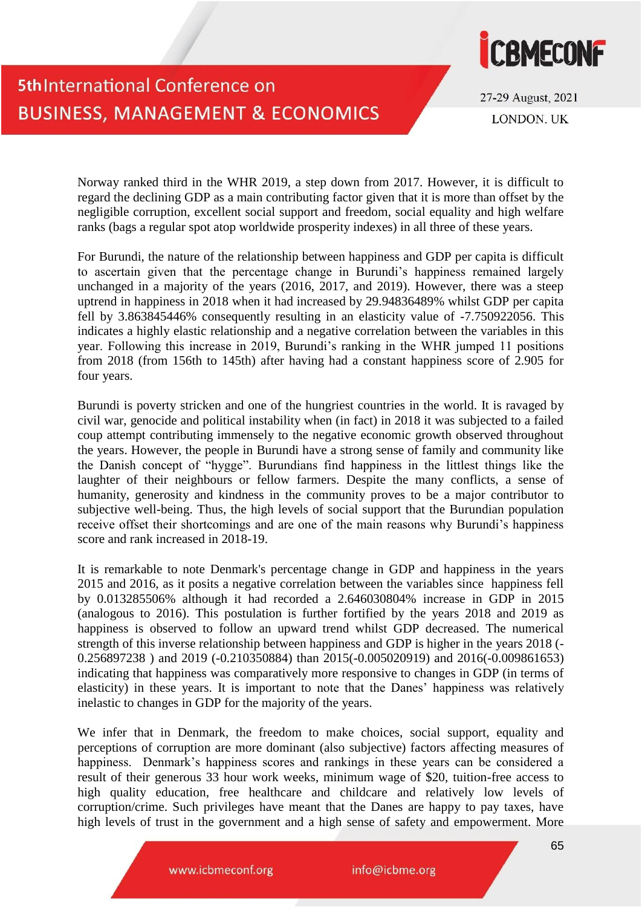Norway ranked third in the WHR 2019, a step down from 2017. However, it is difficult to regard the declining GDP as a main contributing factor given that it is more than offset by the negligible corruption, excellent social support and freedom, social equality and high welfare ranks (bags a regular spot atop worldwide prosperity indexes) in all three of these years.

For Burundi, the nature of the relationship between happiness and GDP per capita is difficult to ascertain given that the percentage change in Burundi's happiness remained largely unchanged in a majority of the years (2016, 2017, and 2019). However, there was a steep uptrend in happiness in 2018 when it had increased by 29.94836489% whilst GDP per capita fell by 3.863845446% consequently resulting in an elasticity value of -7.750922056. This indicates a highly elastic relationship and a negative correlation between the variables in this year. Following this increase in 2019, Burundi's ranking in the WHR jumped 11 positions from 2018 (from 156th to 145th) after having had a constant happiness score of 2.905 for four years.

Burundi is poverty stricken and one of the hungriest countries in the world. It is ravaged by civil war, genocide and political instability when (in fact) in 2018 it was subjected to a failed coup attempt contributing immensely to the negative economic growth observed throughout the years. However, the people in Burundi have a strong sense of family and community like the Danish concept of "hygge". Burundians find happiness in the littlest things like the laughter of their neighbours or fellow farmers. Despite the many conflicts, a sense of humanity, generosity and kindness in the community proves to be a major contributor to subjective well-being. Thus, the high levels of social support that the Burundian population receive offset their shortcomings and are one of the main reasons why Burundi's happiness score and rank increased in 2018-19.

It is remarkable to note Denmark's percentage change in GDP and happiness in the years 2015 and 2016, as it posits a negative correlation between the variables since happiness fell by 0.013285506% although it had recorded a 2.646030804% increase in GDP in 2015 (analogous to 2016). This postulation is further fortified by the years 2018 and 2019 as happiness is observed to follow an upward trend whilst GDP decreased. The numerical strength of this inverse relationship between happiness and GDP is higher in the years 2018 (-0.256897238 ) and 2019 (-0.210350884) than 2015(-0.005020919) and 2016(-0.009861653) indicating that happiness was comparatively more responsive to changes in GDP (in terms of elasticity) in these years. It is important to note that the Danes' happiness was relatively inelastic to changes in GDP for the majority of the years.

We infer that in Denmark, the freedom to make choices, social support, equality and perceptions of corruption are more dominant (also subjective) factors affecting measures of happiness. Denmark's happiness scores and rankings in these years can be considered a result of their generous 33 hour work weeks, minimum wage of $20, tuition-free access to high quality education, free healthcare and childcare and relatively low levels of corruption/crime. Such privileges have meant that the Danes are happy to pay taxes, have high levels of trust in the government and a high sense of safety and empowerment. More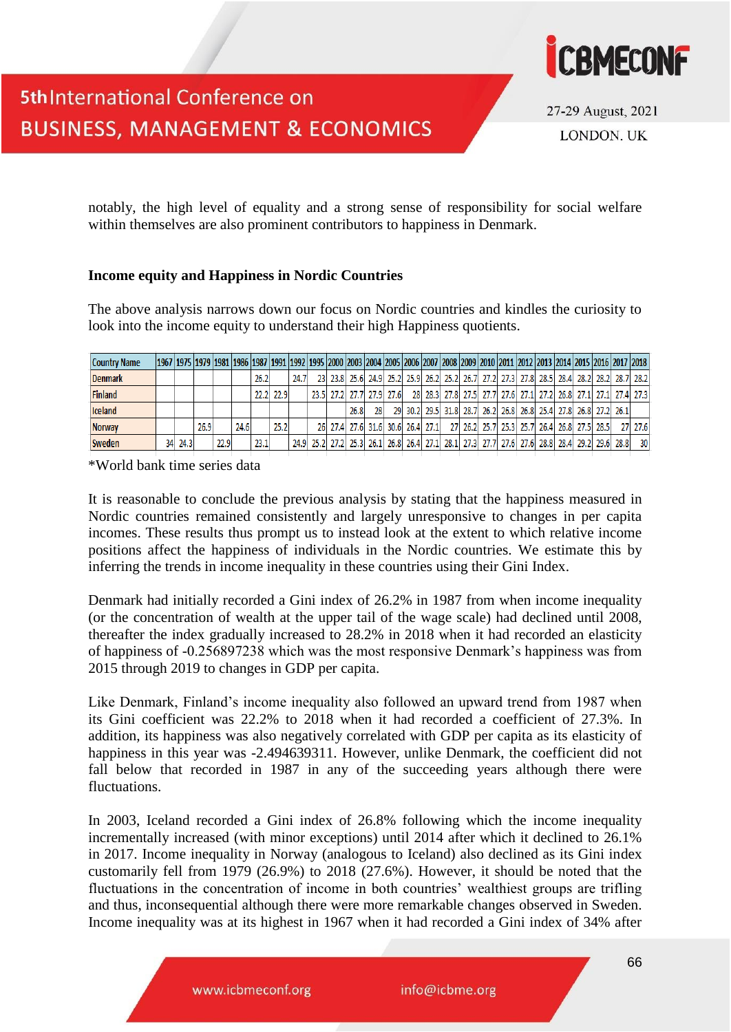notably, the high level of equality and a strong sense of responsibility for social welfare within themselves are also prominent contributors to happiness in Denmark.

### Income equity and Happiness in Nordic Countries

The above analysis narrows down our focus on Nordic countries and kindles the curiosity to look into the income equity to understand their high Happiness quotients.

| Country Name | 1967 | 1975 | 1979 | 1981 | 1986 | 1987 | 1991 | 1992 | 1995 | 2000 | 2003 | 2004 | 2005 | 2006 | 2007 | 2008 | 2009 | 2010 | 2011 | 2012 | 2013 | 2014 | 2015 | 2016 | 2017 | 2018 |
|---|---|---|---|---|---|---|---|---|---|---|---|---|---|---|---|---|---|---|---|---|---|---|---|---|---|---|
| Denmark | | | | | | 26.2 | | 24.7 | 23 | 23.8 | 25.6 | 24.9 | 25.2 | 25.9 | 26.2 | 25.2 | 26.7 | 27.2 | 27.3 | 27.8 | 28.5 | 28.4 | 28.2 | 28.2 | 28.7 | 28.2 |
| Finland | | | | | | 22.2 | 22.9 | | 23.5 | 27.2 | 27.7 | 27.9 | 27.6 | 28 | 28.3 | 27.8 | 27.5 | 27.7 | 27.6 | 27.1 | 27.2 | 26.8 | 27.1 | 27.1 | 27.4 | 27.3 |
| Iceland | | | | | | | | | | | 26.8 | 28 | 29 | 30.2 | 29.5 | 31.8 | 28.7 | 26.2 | 26.8 | 26.8 | 25.4 | 27.8 | 26.8 | 27.2 | 26.1 | |
| Norway | | | 26.9 | | 24.6 | | 25.2 | | 26 | 27.4 | 27.6 | 31.6 | 30.6 | 26.4 | 27.1 | 27 | 26.2 | 25.7 | 25.3 | 25.7 | 26.4 | 26.8 | 27.5 | 28.5 | 27 | 27.6 |
| Sweden | 34 | 24.3 | | 22.9 | | 23.1 | | 24.9 | 25.2 | 27.2 | 25.3 | 26.1 | 26.8 | 26.4 | 27.1 | 28.1 | 27.3 | 27.7 | 27.6 | 27.6 | 28.8 | 28.4 | 29.2 | 29.6 | 28.8 | 30 |

*World bank time series data

It is reasonable to conclude the previous analysis by stating that the happiness measured in Nordic countries remained consistently and largely unresponsive to changes in per capita incomes. These results thus prompt us to instead look at the extent to which relative income positions affect the happiness of individuals in the Nordic countries. We estimate this by inferring the trends in income inequality in these countries using their Gini Index.

Denmark had initially recorded a Gini index of 26.2% in 1987 from when income inequality (or the concentration of wealth at the upper tail of the wage scale) had declined until 2008, thereafter the index gradually increased to 28.2% in 2018 when it had recorded an elasticity of happiness of -0.256897238 which was the most responsive Denmark's happiness was from 2015 through 2019 to changes in GDP per capita.

Like Denmark, Finland's income inequality also followed an upward trend from 1987 when its Gini coefficient was 22.2% to 2018 when it had recorded a coefficient of 27.3%. In addition, its happiness was also negatively correlated with GDP per capita as its elasticity of happiness in this year was -2.494639311. However, unlike Denmark, the coefficient did not fall below that recorded in 1987 in any of the succeeding years although there were fluctuations.

In 2003, Iceland recorded a Gini index of 26.8% following which the income inequality incrementally increased (with minor exceptions) until 2014 after which it declined to 26.1% in 2017. Income inequality in Norway (analogous to Iceland) also declined as its Gini index customarily fell from 1979 (26.9%) to 2018 (27.6%). However, it should be noted that the fluctuations in the concentration of income in both countries' wealthiest groups are trifling and thus, inconsequential although there were more remarkable changes observed in Sweden. Income inequality was at its highest in 1967 when it had recorded a Gini index of 34% after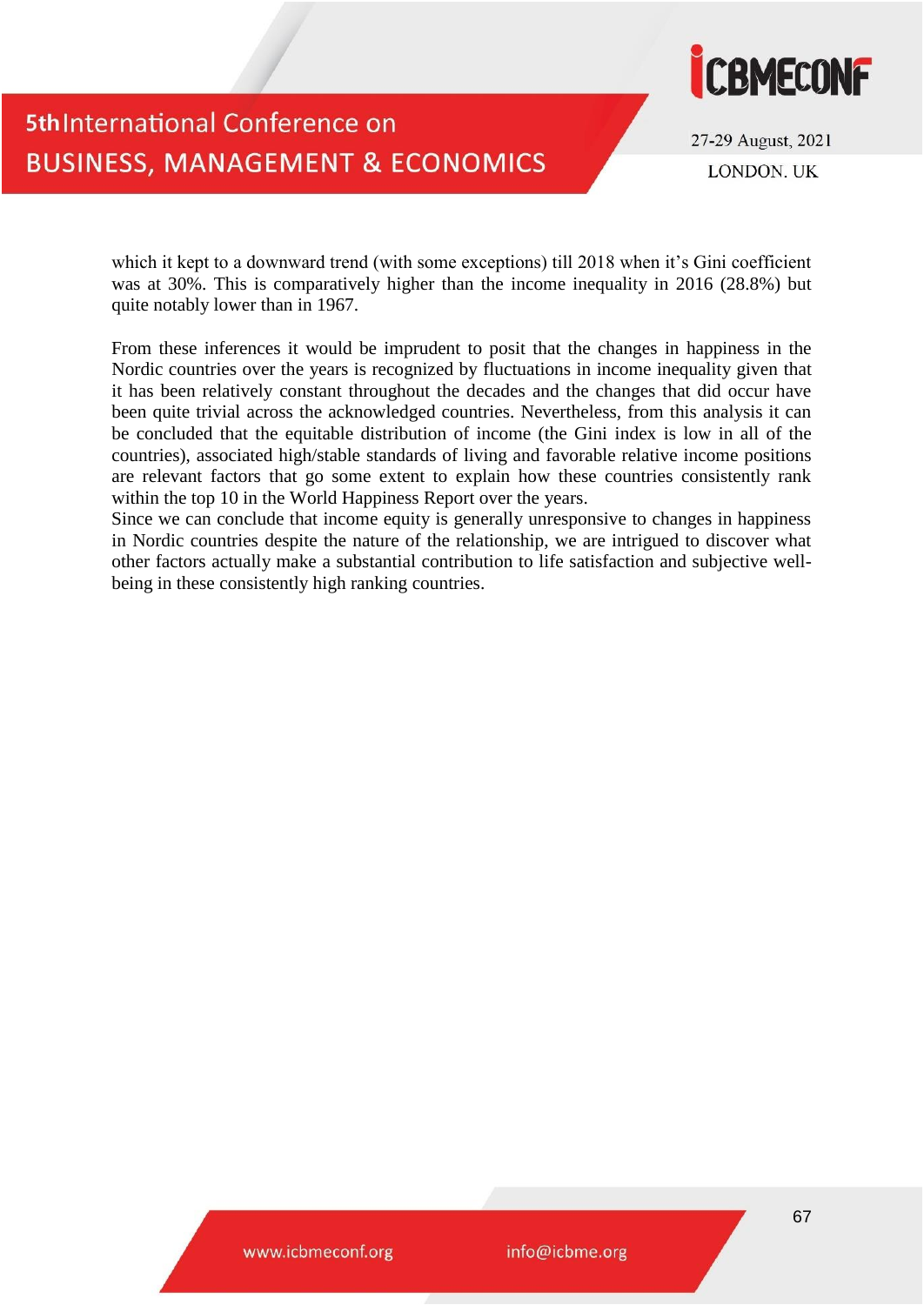which it kept to a downward trend (with some exceptions) till 2018 when it's Gini coefficient was at 30%. This is comparatively higher than the income inequality in 2016 (28.8%) but quite notably lower than in 1967.

From these inferences it would be imprudent to posit that the changes in happiness in the Nordic countries over the years is recognized by fluctuations in income inequality given that it has been relatively constant throughout the decades and the changes that did occur have been quite trivial across the acknowledged countries. Nevertheless, from this analysis it can be concluded that the equitable distribution of income (the Gini index is low in all of the countries), associated high/stable standards of living and favorable relative income positions are relevant factors that go some extent to explain how these countries consistently rank within the top 10 in the World Happiness Report over the years.
Since we can conclude that income equity is generally unresponsive to changes in happiness in Nordic countries despite the nature of the relationship, we are intrigued to discover what other factors actually make a substantial contribution to life satisfaction and subjective well-being in these consistently high ranking countries.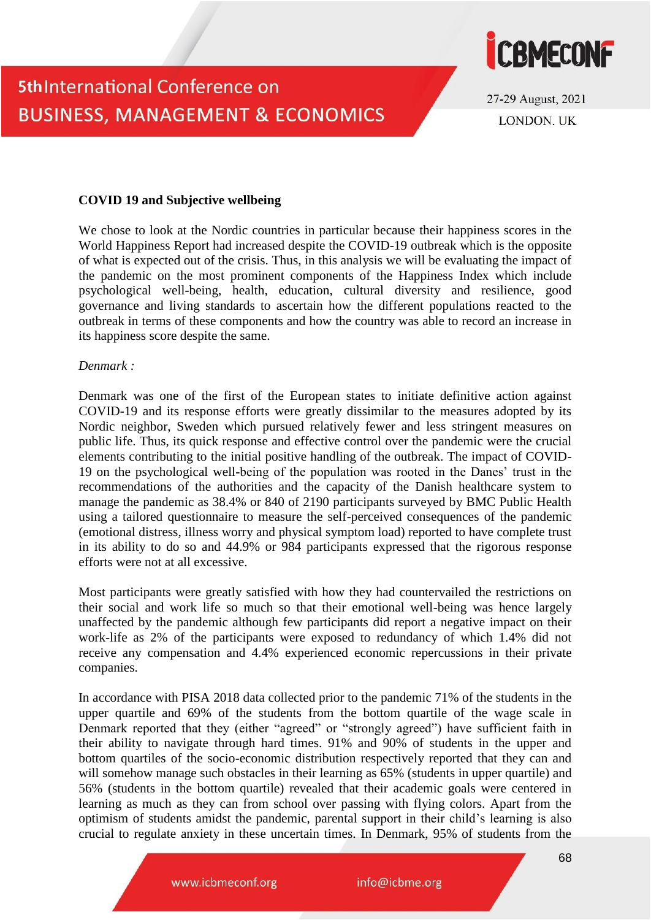**COVID 19 and Subjective wellbeing**

We chose to look at the Nordic countries in particular because their happiness scores in the World Happiness Report had increased despite the COVID-19 outbreak which is the opposite of what is expected out of the crisis. Thus, in this analysis we will be evaluating the impact of the pandemic on the most prominent components of the Happiness Index which include psychological well-being, health, education, cultural diversity and resilience, good governance and living standards to ascertain how the different populations reacted to the outbreak in terms of these components and how the country was able to record an increase in its happiness score despite the same.

*Denmark :*

Denmark was one of the first of the European states to initiate definitive action against COVID-19 and its response efforts were greatly dissimilar to the measures adopted by its Nordic neighbor, Sweden which pursued relatively fewer and less stringent measures on public life. Thus, its quick response and effective control over the pandemic were the crucial elements contributing to the initial positive handling of the outbreak. The impact of COVID-19 on the psychological well-being of the population was rooted in the Danes' trust in the recommendations of the authorities and the capacity of the Danish healthcare system to manage the pandemic as 38.4% or 840 of 2190 participants surveyed by BMC Public Health using a tailored questionnaire to measure the self-perceived consequences of the pandemic (emotional distress, illness worry and physical symptom load) reported to have complete trust in its ability to do so and 44.9% or 984 participants expressed that the rigorous response efforts were not at all excessive.

Most participants were greatly satisfied with how they had countervailed the restrictions on their social and work life so much so that their emotional well-being was hence largely unaffected by the pandemic although few participants did report a negative impact on their work-life as 2% of the participants were exposed to redundancy of which 1.4% did not receive any compensation and 4.4% experienced economic repercussions in their private companies.

In accordance with PISA 2018 data collected prior to the pandemic 71% of the students in the upper quartile and 69% of the students from the bottom quartile of the wage scale in Denmark reported that they (either "agreed" or "strongly agreed") have sufficient faith in their ability to navigate through hard times. 91% and 90% of students in the upper and bottom quartiles of the socio-economic distribution respectively reported that they can and will somehow manage such obstacles in their learning as 65% (students in upper quartile) and 56% (students in the bottom quartile) revealed that their academic goals were centered in learning as much as they can from school over passing with flying colors. Apart from the optimism of students amidst the pandemic, parental support in their child's learning is also crucial to regulate anxiety in these uncertain times. In Denmark, 95% of students from the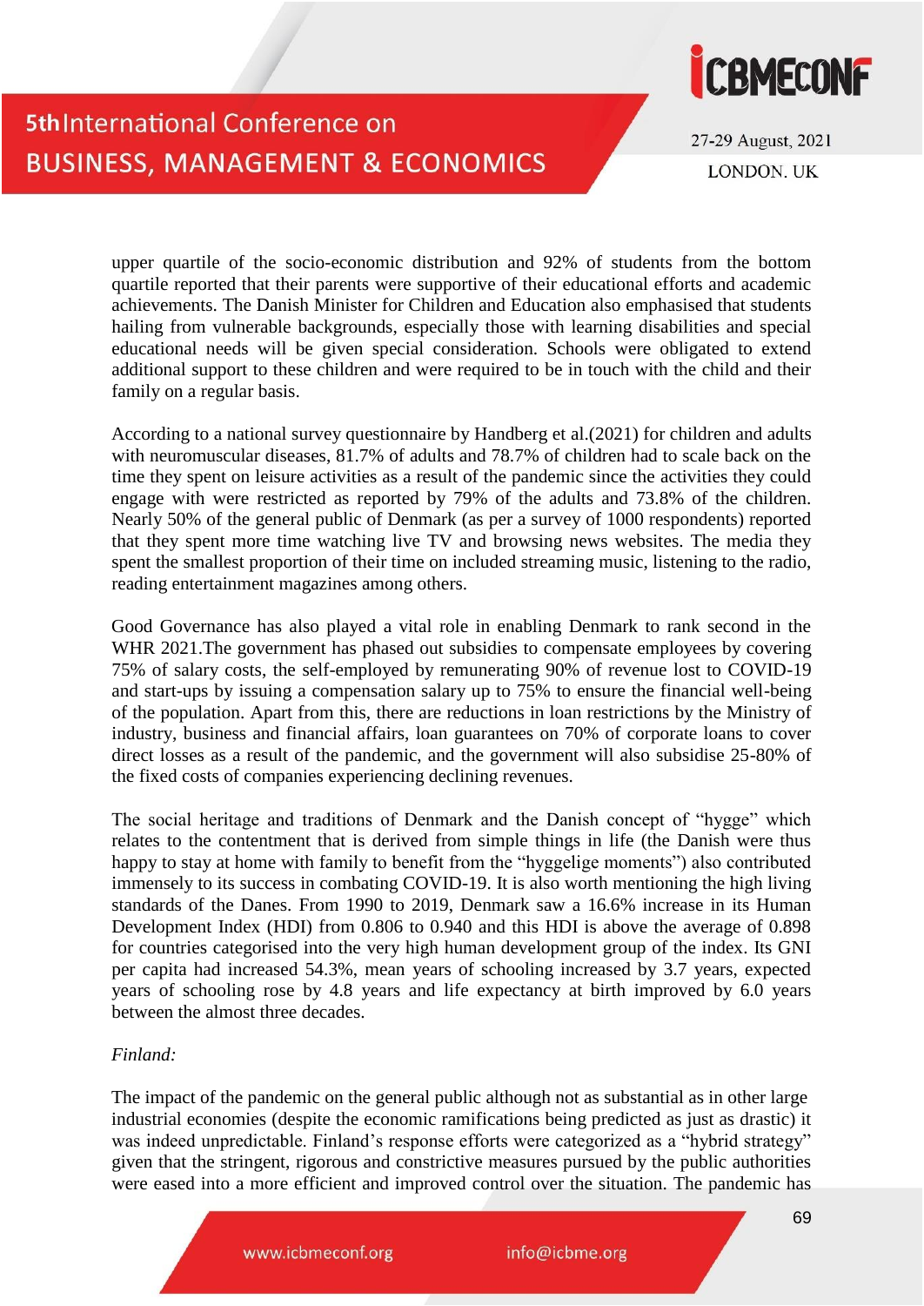upper quartile of the socio-economic distribution and 92% of students from the bottom quartile reported that their parents were supportive of their educational efforts and academic achievements. The Danish Minister for Children and Education also emphasised that students hailing from vulnerable backgrounds, especially those with learning disabilities and special educational needs will be given special consideration. Schools were obligated to extend additional support to these children and were required to be in touch with the child and their family on a regular basis.

According to a national survey questionnaire by Handberg et al.(2021) for children and adults with neuromuscular diseases, 81.7% of adults and 78.7% of children had to scale back on the time they spent on leisure activities as a result of the pandemic since the activities they could engage with were restricted as reported by 79% of the adults and 73.8% of the children. Nearly 50% of the general public of Denmark (as per a survey of 1000 respondents) reported that they spent more time watching live TV and browsing news websites. The media they spent the smallest proportion of their time on included streaming music, listening to the radio, reading entertainment magazines among others.

Good Governance has also played a vital role in enabling Denmark to rank second in the WHR 2021.The government has phased out subsidies to compensate employees by covering 75% of salary costs, the self-employed by remunerating 90% of revenue lost to COVID-19 and start-ups by issuing a compensation salary up to 75% to ensure the financial well-being of the population. Apart from this, there are reductions in loan restrictions by the Ministry of industry, business and financial affairs, loan guarantees on 70% of corporate loans to cover direct losses as a result of the pandemic, and the government will also subsidise 25-80% of the fixed costs of companies experiencing declining revenues.

The social heritage and traditions of Denmark and the Danish concept of "hygge" which relates to the contentment that is derived from simple things in life (the Danish were thus happy to stay at home with family to benefit from the "hyggelige moments") also contributed immensely to its success in combating COVID-19. It is also worth mentioning the high living standards of the Danes. From 1990 to 2019, Denmark saw a 16.6% increase in its Human Development Index (HDI) from 0.806 to 0.940 and this HDI is above the average of 0.898 for countries categorised into the very high human development group of the index. Its GNI per capita had increased 54.3%, mean years of schooling increased by 3.7 years, expected years of schooling rose by 4.8 years and life expectancy at birth improved by 6.0 years between the almost three decades.

*Finland:*

The impact of the pandemic on the general public although not as substantial as in other large industrial economies (despite the economic ramifications being predicted as just as drastic) it was indeed unpredictable. Finland's response efforts were categorized as a "hybrid strategy" given that the stringent, rigorous and constrictive measures pursued by the public authorities were eased into a more efficient and improved control over the situation. The pandemic has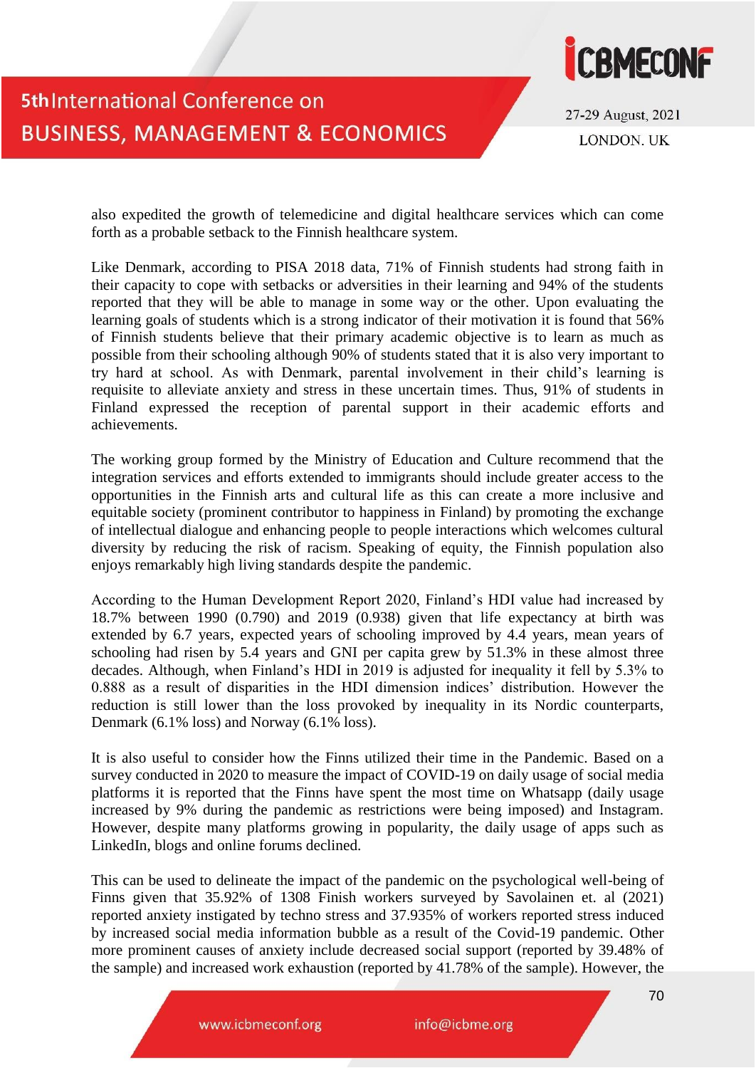also expedited the growth of telemedicine and digital healthcare services which can come forth as a probable setback to the Finnish healthcare system.

Like Denmark, according to PISA 2018 data, 71% of Finnish students had strong faith in their capacity to cope with setbacks or adversities in their learning and 94% of the students reported that they will be able to manage in some way or the other. Upon evaluating the learning goals of students which is a strong indicator of their motivation it is found that 56% of Finnish students believe that their primary academic objective is to learn as much as possible from their schooling although 90% of students stated that it is also very important to try hard at school. As with Denmark, parental involvement in their child's learning is requisite to alleviate anxiety and stress in these uncertain times. Thus, 91% of students in Finland expressed the reception of parental support in their academic efforts and achievements.

The working group formed by the Ministry of Education and Culture recommend that the integration services and efforts extended to immigrants should include greater access to the opportunities in the Finnish arts and cultural life as this can create a more inclusive and equitable society (prominent contributor to happiness in Finland) by promoting the exchange of intellectual dialogue and enhancing people to people interactions which welcomes cultural diversity by reducing the risk of racism. Speaking of equity, the Finnish population also enjoys remarkably high living standards despite the pandemic.

According to the Human Development Report 2020, Finland's HDI value had increased by 18.7% between 1990 (0.790) and 2019 (0.938) given that life expectancy at birth was extended by 6.7 years, expected years of schooling improved by 4.4 years, mean years of schooling had risen by 5.4 years and GNI per capita grew by 51.3% in these almost three decades. Although, when Finland's HDI in 2019 is adjusted for inequality it fell by 5.3% to 0.888 as a result of disparities in the HDI dimension indices' distribution. However the reduction is still lower than the loss provoked by inequality in its Nordic counterparts, Denmark (6.1% loss) and Norway (6.1% loss).

It is also useful to consider how the Finns utilized their time in the Pandemic. Based on a survey conducted in 2020 to measure the impact of COVID-19 on daily usage of social media platforms it is reported that the Finns have spent the most time on Whatsapp (daily usage increased by 9% during the pandemic as restrictions were being imposed) and Instagram. However, despite many platforms growing in popularity, the daily usage of apps such as LinkedIn, blogs and online forums declined.

This can be used to delineate the impact of the pandemic on the psychological well-being of Finns given that 35.92% of 1308 Finish workers surveyed by Savolainen et. al (2021) reported anxiety instigated by techno stress and 37.935% of workers reported stress induced by increased social media information bubble as a result of the Covid-19 pandemic. Other more prominent causes of anxiety include decreased social support (reported by 39.48% of the sample) and increased work exhaustion (reported by 41.78% of the sample). However, the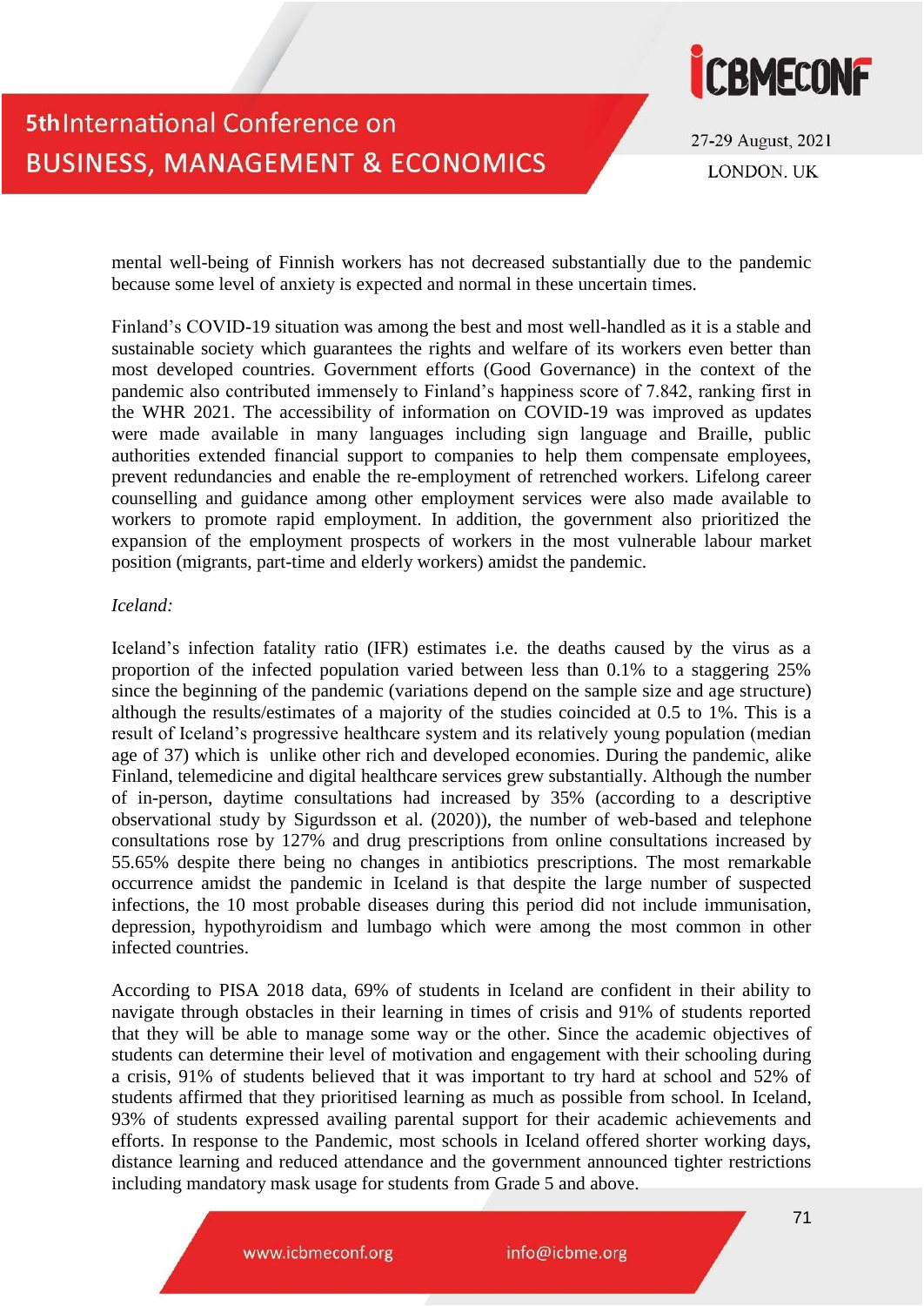mental well-being of Finnish workers has not decreased substantially due to the pandemic because some level of anxiety is expected and normal in these uncertain times.

Finland's COVID-19 situation was among the best and most well-handled as it is a stable and sustainable society which guarantees the rights and welfare of its workers even better than most developed countries. Government efforts (Good Governance) in the context of the pandemic also contributed immensely to Finland's happiness score of 7.842, ranking first in the WHR 2021. The accessibility of information on COVID-19 was improved as updates were made available in many languages including sign language and Braille, public authorities extended financial support to companies to help them compensate employees, prevent redundancies and enable the re-employment of retrenched workers. Lifelong career counselling and guidance among other employment services were also made available to workers to promote rapid employment. In addition, the government also prioritized the expansion of the employment prospects of workers in the most vulnerable labour market position (migrants, part-time and elderly workers) amidst the pandemic.

*Iceland:*

Iceland's infection fatality ratio (IFR) estimates i.e. the deaths caused by the virus as a proportion of the infected population varied between less than 0.1% to a staggering 25% since the beginning of the pandemic (variations depend on the sample size and age structure) although the results/estimates of a majority of the studies coincided at 0.5 to 1%. This is a result of Iceland's progressive healthcare system and its relatively young population (median age of 37) which is unlike other rich and developed economies. During the pandemic, alike Finland, telemedicine and digital healthcare services grew substantially. Although the number of in-person, daytime consultations had increased by 35% (according to a descriptive observational study by Sigurdsson et al. (2020)), the number of web-based and telephone consultations rose by 127% and drug prescriptions from online consultations increased by 55.65% despite there being no changes in antibiotics prescriptions. The most remarkable occurrence amidst the pandemic in Iceland is that despite the large number of suspected infections, the 10 most probable diseases during this period did not include immunisation, depression, hypothyroidism and lumbago which were among the most common in other infected countries.

According to PISA 2018 data, 69% of students in Iceland are confident in their ability to navigate through obstacles in their learning in times of crisis and 91% of students reported that they will be able to manage some way or the other. Since the academic objectives of students can determine their level of motivation and engagement with their schooling during a crisis, 91% of students believed that it was important to try hard at school and 52% of students affirmed that they prioritised learning as much as possible from school. In Iceland, 93% of students expressed availing parental support for their academic achievements and efforts. In response to the Pandemic, most schools in Iceland offered shorter working days, distance learning and reduced attendance and the government announced tighter restrictions including mandatory mask usage for students from Grade 5 and above.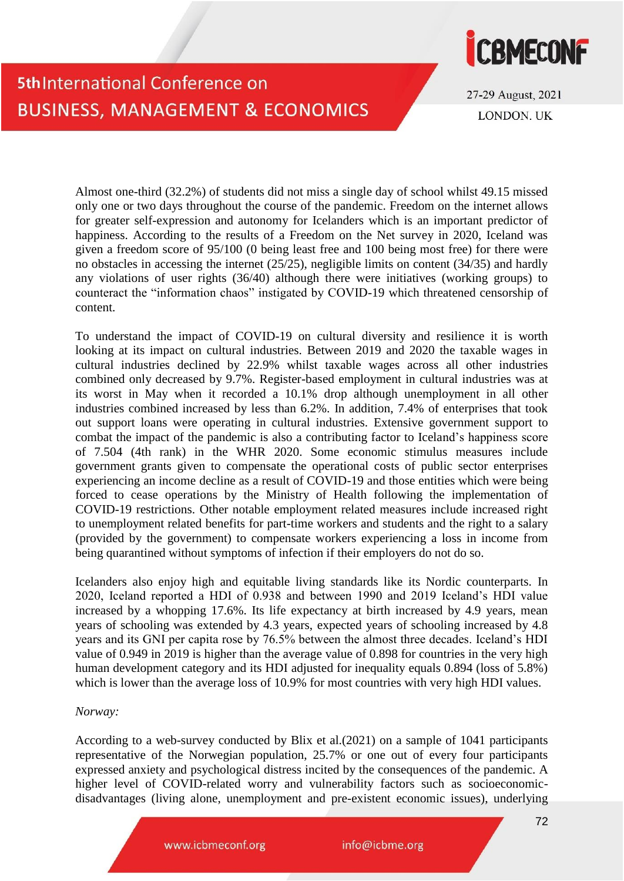Almost one-third (32.2%) of students did not miss a single day of school whilst 49.15 missed only one or two days throughout the course of the pandemic. Freedom on the internet allows for greater self-expression and autonomy for Icelanders which is an important predictor of happiness. According to the results of a Freedom on the Net survey in 2020, Iceland was given a freedom score of 95/100 (0 being least free and 100 being most free) for there were no obstacles in accessing the internet (25/25), negligible limits on content (34/35) and hardly any violations of user rights (36/40) although there were initiatives (working groups) to counteract the "information chaos" instigated by COVID-19 which threatened censorship of content.

To understand the impact of COVID-19 on cultural diversity and resilience it is worth looking at its impact on cultural industries. Between 2019 and 2020 the taxable wages in cultural industries declined by 22.9% whilst taxable wages across all other industries combined only decreased by 9.7%. Register-based employment in cultural industries was at its worst in May when it recorded a 10.1% drop although unemployment in all other industries combined increased by less than 6.2%. In addition, 7.4% of enterprises that took out support loans were operating in cultural industries. Extensive government support to combat the impact of the pandemic is also a contributing factor to Iceland's happiness score of 7.504 (4th rank) in the WHR 2020. Some economic stimulus measures include government grants given to compensate the operational costs of public sector enterprises experiencing an income decline as a result of COVID-19 and those entities which were being forced to cease operations by the Ministry of Health following the implementation of COVID-19 restrictions. Other notable employment related measures include increased right to unemployment related benefits for part-time workers and students and the right to a salary (provided by the government) to compensate workers experiencing a loss in income from being quarantined without symptoms of infection if their employers do not do so.

Icelanders also enjoy high and equitable living standards like its Nordic counterparts. In 2020, Iceland reported a HDI of 0.938 and between 1990 and 2019 Iceland's HDI value increased by a whopping 17.6%. Its life expectancy at birth increased by 4.9 years, mean years of schooling was extended by 4.3 years, expected years of schooling increased by 4.8 years and its GNI per capita rose by 76.5% between the almost three decades. Iceland's HDI value of 0.949 in 2019 is higher than the average value of 0.898 for countries in the very high human development category and its HDI adjusted for inequality equals 0.894 (loss of 5.8%) which is lower than the average loss of 10.9% for most countries with very high HDI values.

*Norway:*

According to a web-survey conducted by Blix et al.(2021) on a sample of 1041 participants representative of the Norwegian population, 25.7% or one out of every four participants expressed anxiety and psychological distress incited by the consequences of the pandemic. A higher level of COVID-related worry and vulnerability factors such as socioeconomic-disadvantages (living alone, unemployment and pre-existent economic issues), underlying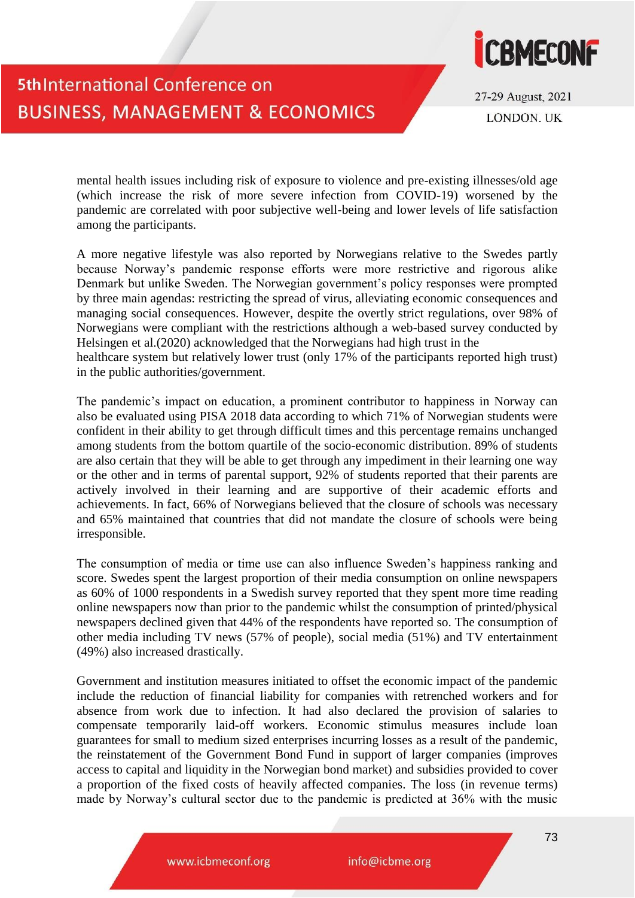mental health issues including risk of exposure to violence and pre-existing illnesses/old age (which increase the risk of more severe infection from COVID-19) worsened by the pandemic are correlated with poor subjective well-being and lower levels of life satisfaction among the participants.

A more negative lifestyle was also reported by Norwegians relative to the Swedes partly because Norway's pandemic response efforts were more restrictive and rigorous alike Denmark but unlike Sweden. The Norwegian government's policy responses were prompted by three main agendas: restricting the spread of virus, alleviating economic consequences and managing social consequences. However, despite the overtly strict regulations, over 98% of Norwegians were compliant with the restrictions although a web-based survey conducted by Helsingen et al.(2020) acknowledged that the Norwegians had high trust in the healthcare system but relatively lower trust (only 17% of the participants reported high trust) in the public authorities/government.

The pandemic's impact on education, a prominent contributor to happiness in Norway can also be evaluated using PISA 2018 data according to which 71% of Norwegian students were confident in their ability to get through difficult times and this percentage remains unchanged among students from the bottom quartile of the socio-economic distribution. 89% of students are also certain that they will be able to get through any impediment in their learning one way or the other and in terms of parental support, 92% of students reported that their parents are actively involved in their learning and are supportive of their academic efforts and achievements. In fact, 66% of Norwegians believed that the closure of schools was necessary and 65% maintained that countries that did not mandate the closure of schools were being irresponsible.

The consumption of media or time use can also influence Sweden's happiness ranking and score. Swedes spent the largest proportion of their media consumption on online newspapers as 60% of 1000 respondents in a Swedish survey reported that they spent more time reading online newspapers now than prior to the pandemic whilst the consumption of printed/physical newspapers declined given that 44% of the respondents have reported so. The consumption of other media including TV news (57% of people), social media (51%) and TV entertainment (49%) also increased drastically.

Government and institution measures initiated to offset the economic impact of the pandemic include the reduction of financial liability for companies with retrenched workers and for absence from work due to infection. It had also declared the provision of salaries to compensate temporarily laid-off workers. Economic stimulus measures include loan guarantees for small to medium sized enterprises incurring losses as a result of the pandemic, the reinstatement of the Government Bond Fund in support of larger companies (improves access to capital and liquidity in the Norwegian bond market) and subsidies provided to cover a proportion of the fixed costs of heavily affected companies. The loss (in revenue terms) made by Norway's cultural sector due to the pandemic is predicted at 36% with the music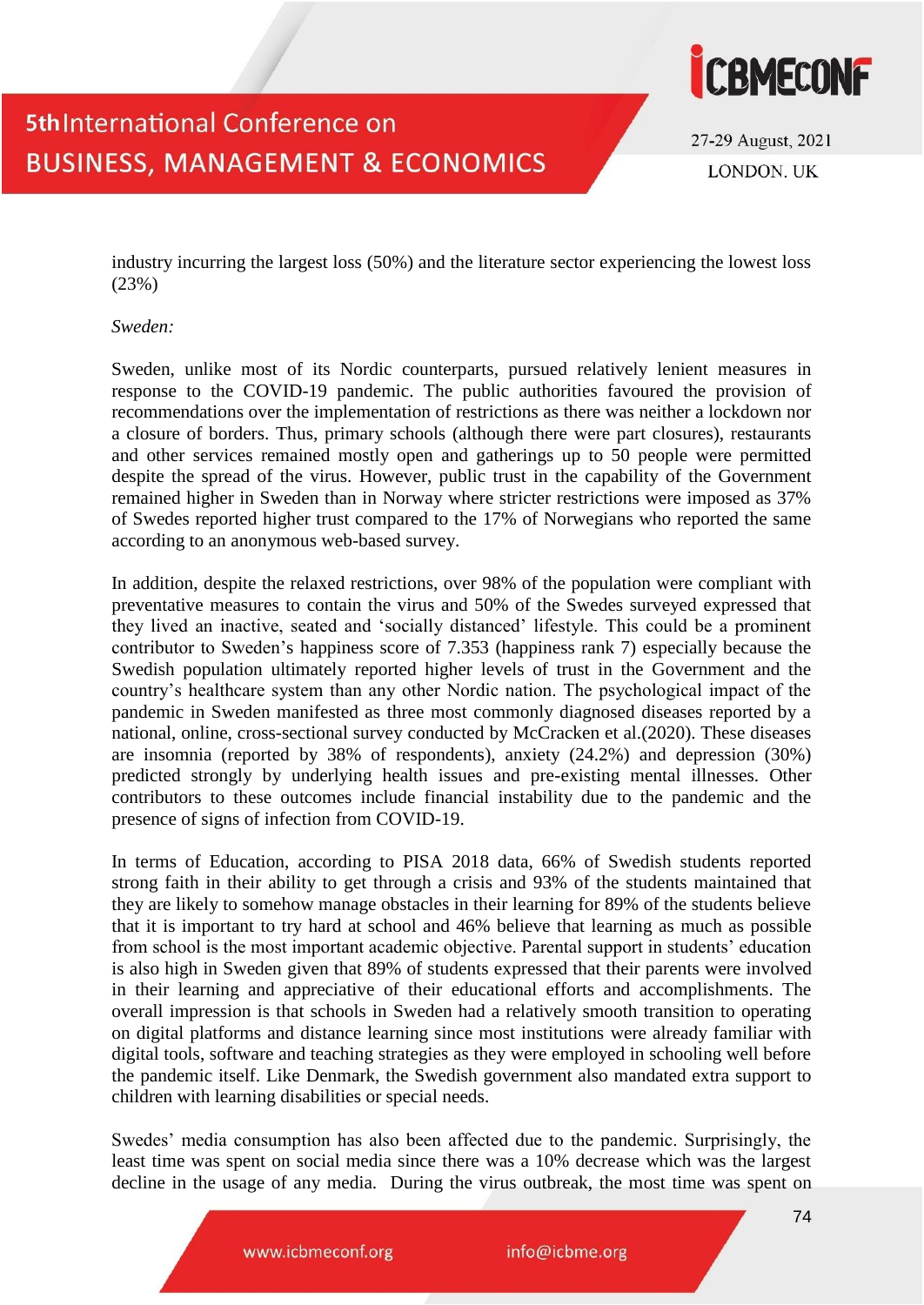industry incurring the largest loss (50%) and the literature sector experiencing the lowest loss (23%)

*Sweden:*

Sweden, unlike most of its Nordic counterparts, pursued relatively lenient measures in response to the COVID-19 pandemic. The public authorities favoured the provision of recommendations over the implementation of restrictions as there was neither a lockdown nor a closure of borders. Thus, primary schools (although there were part closures), restaurants and other services remained mostly open and gatherings up to 50 people were permitted despite the spread of the virus. However, public trust in the capability of the Government remained higher in Sweden than in Norway where stricter restrictions were imposed as 37% of Swedes reported higher trust compared to the 17% of Norwegians who reported the same according to an anonymous web-based survey.

In addition, despite the relaxed restrictions, over 98% of the population were compliant with preventative measures to contain the virus and 50% of the Swedes surveyed expressed that they lived an inactive, seated and 'socially distanced' lifestyle. This could be a prominent contributor to Sweden's happiness score of 7.353 (happiness rank 7) especially because the Swedish population ultimately reported higher levels of trust in the Government and the country's healthcare system than any other Nordic nation. The psychological impact of the pandemic in Sweden manifested as three most commonly diagnosed diseases reported by a national, online, cross-sectional survey conducted by McCracken et al.(2020). These diseases are insomnia (reported by 38% of respondents), anxiety (24.2%) and depression (30%) predicted strongly by underlying health issues and pre-existing mental illnesses. Other contributors to these outcomes include financial instability due to the pandemic and the presence of signs of infection from COVID-19.

In terms of Education, according to PISA 2018 data, 66% of Swedish students reported strong faith in their ability to get through a crisis and 93% of the students maintained that they are likely to somehow manage obstacles in their learning for 89% of the students believe that it is important to try hard at school and 46% believe that learning as much as possible from school is the most important academic objective. Parental support in students' education is also high in Sweden given that 89% of students expressed that their parents were involved in their learning and appreciative of their educational efforts and accomplishments. The overall impression is that schools in Sweden had a relatively smooth transition to operating on digital platforms and distance learning since most institutions were already familiar with digital tools, software and teaching strategies as they were employed in schooling well before the pandemic itself. Like Denmark, the Swedish government also mandated extra support to children with learning disabilities or special needs.

Swedes' media consumption has also been affected due to the pandemic. Surprisingly, the least time was spent on social media since there was a 10% decrease which was the largest decline in the usage of any media. During the virus outbreak, the most time was spent on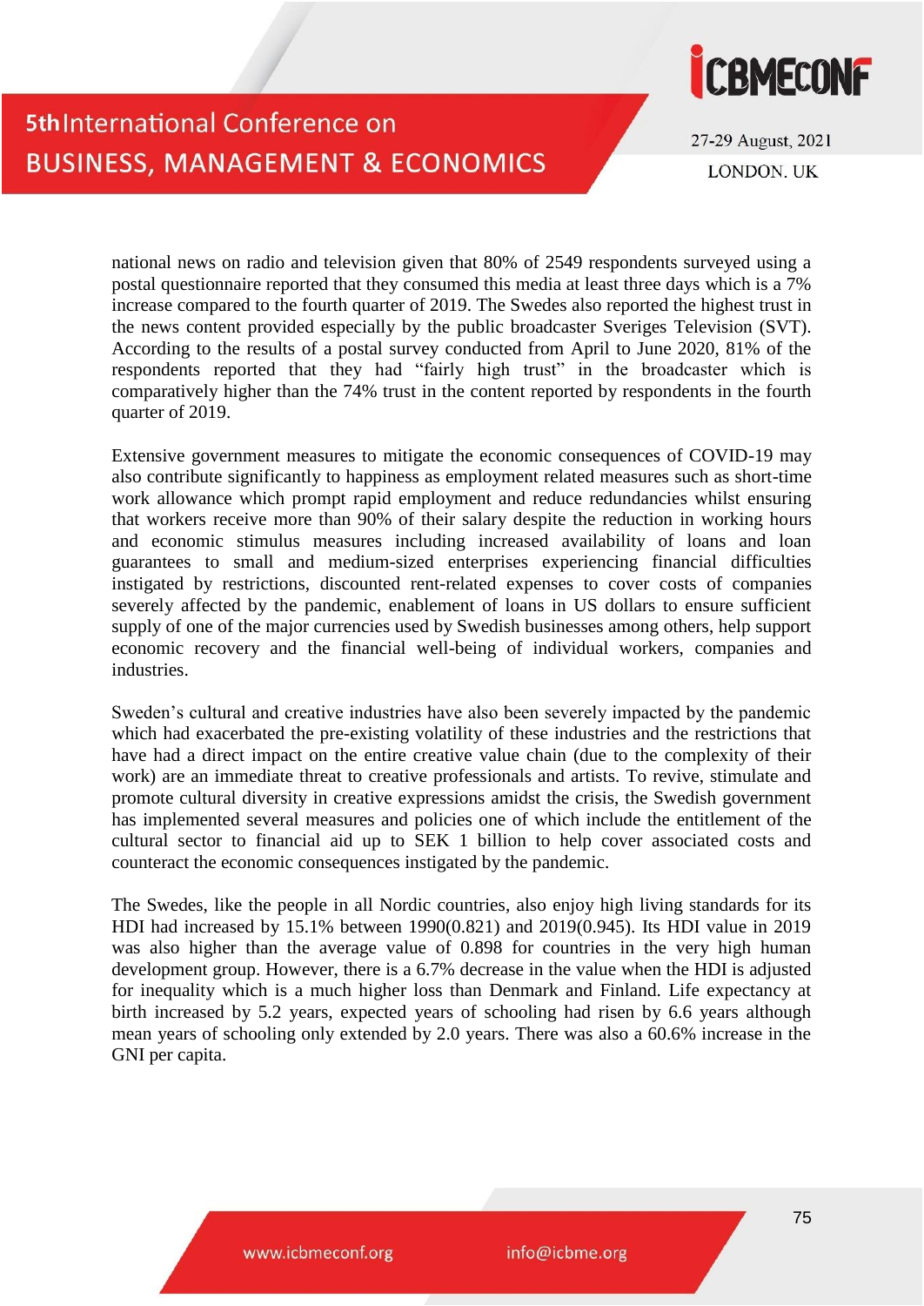national news on radio and television given that 80% of 2549 respondents surveyed using a postal questionnaire reported that they consumed this media at least three days which is a 7% increase compared to the fourth quarter of 2019. The Swedes also reported the highest trust in the news content provided especially by the public broadcaster Sveriges Television (SVT). According to the results of a postal survey conducted from April to June 2020, 81% of the respondents reported that they had "fairly high trust" in the broadcaster which is comparatively higher than the 74% trust in the content reported by respondents in the fourth quarter of 2019.

Extensive government measures to mitigate the economic consequences of COVID-19 may also contribute significantly to happiness as employment related measures such as short-time work allowance which prompt rapid employment and reduce redundancies whilst ensuring that workers receive more than 90% of their salary despite the reduction in working hours and economic stimulus measures including increased availability of loans and loan guarantees to small and medium-sized enterprises experiencing financial difficulties instigated by restrictions, discounted rent-related expenses to cover costs of companies severely affected by the pandemic, enablement of loans in US dollars to ensure sufficient supply of one of the major currencies used by Swedish businesses among others, help support economic recovery and the financial well-being of individual workers, companies and industries.

Sweden's cultural and creative industries have also been severely impacted by the pandemic which had exacerbated the pre-existing volatility of these industries and the restrictions that have had a direct impact on the entire creative value chain (due to the complexity of their work) are an immediate threat to creative professionals and artists. To revive, stimulate and promote cultural diversity in creative expressions amidst the crisis, the Swedish government has implemented several measures and policies one of which include the entitlement of the cultural sector to financial aid up to SEK 1 billion to help cover associated costs and counteract the economic consequences instigated by the pandemic.

The Swedes, like the people in all Nordic countries, also enjoy high living standards for its HDI had increased by 15.1% between 1990(0.821) and 2019(0.945). Its HDI value in 2019 was also higher than the average value of 0.898 for countries in the very high human development group. However, there is a 6.7% decrease in the value when the HDI is adjusted for inequality which is a much higher loss than Denmark and Finland. Life expectancy at birth increased by 5.2 years, expected years of schooling had risen by 6.6 years although mean years of schooling only extended by 2.0 years. There was also a 60.6% increase in the GNI per capita.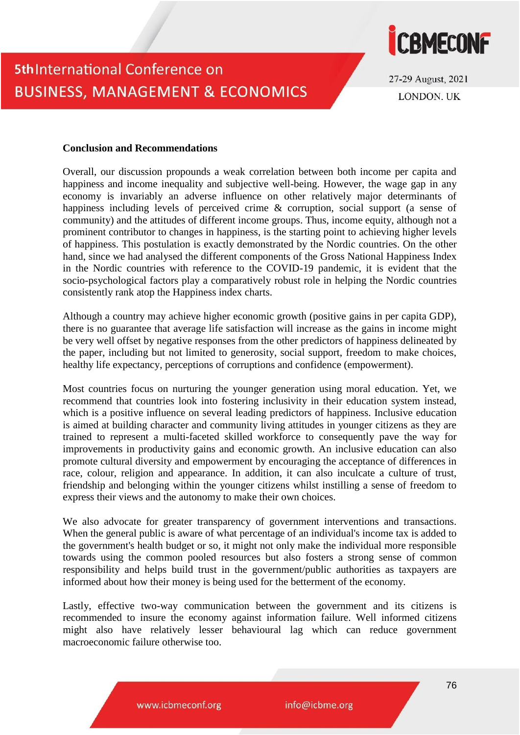## Conclusion and Recommendations

Overall, our discussion propounds a weak correlation between both income per capita and happiness and income inequality and subjective well-being. However, the wage gap in any economy is invariably an adverse influence on other relatively major determinants of happiness including levels of perceived crime & corruption, social support (a sense of community) and the attitudes of different income groups. Thus, income equity, although not a prominent contributor to changes in happiness, is the starting point to achieving higher levels of happiness. This postulation is exactly demonstrated by the Nordic countries. On the other hand, since we had analysed the different components of the Gross National Happiness Index in the Nordic countries with reference to the COVID-19 pandemic, it is evident that the socio-psychological factors play a comparatively robust role in helping the Nordic countries consistently rank atop the Happiness index charts.

Although a country may achieve higher economic growth (positive gains in per capita GDP), there is no guarantee that average life satisfaction will increase as the gains in income might be very well offset by negative responses from the other predictors of happiness delineated by the paper, including but not limited to generosity, social support, freedom to make choices, healthy life expectancy, perceptions of corruptions and confidence (empowerment).

Most countries focus on nurturing the younger generation using moral education. Yet, we recommend that countries look into fostering inclusivity in their education system instead, which is a positive influence on several leading predictors of happiness. Inclusive education is aimed at building character and community living attitudes in younger citizens as they are trained to represent a multi-faceted skilled workforce to consequently pave the way for improvements in productivity gains and economic growth. An inclusive education can also promote cultural diversity and empowerment by encouraging the acceptance of differences in race, colour, religion and appearance. In addition, it can also inculcate a culture of trust, friendship and belonging within the younger citizens whilst instilling a sense of freedom to express their views and the autonomy to make their own choices.

We also advocate for greater transparency of government interventions and transactions. When the general public is aware of what percentage of an individual's income tax is added to the government's health budget or so, it might not only make the individual more responsible towards using the common pooled resources but also fosters a strong sense of common responsibility and helps build trust in the government/public authorities as taxpayers are informed about how their money is being used for the betterment of the economy.

Lastly, effective two-way communication between the government and its citizens is recommended to insure the economy against information failure. Well informed citizens might also have relatively lesser behavioural lag which can reduce government macroeconomic failure otherwise too.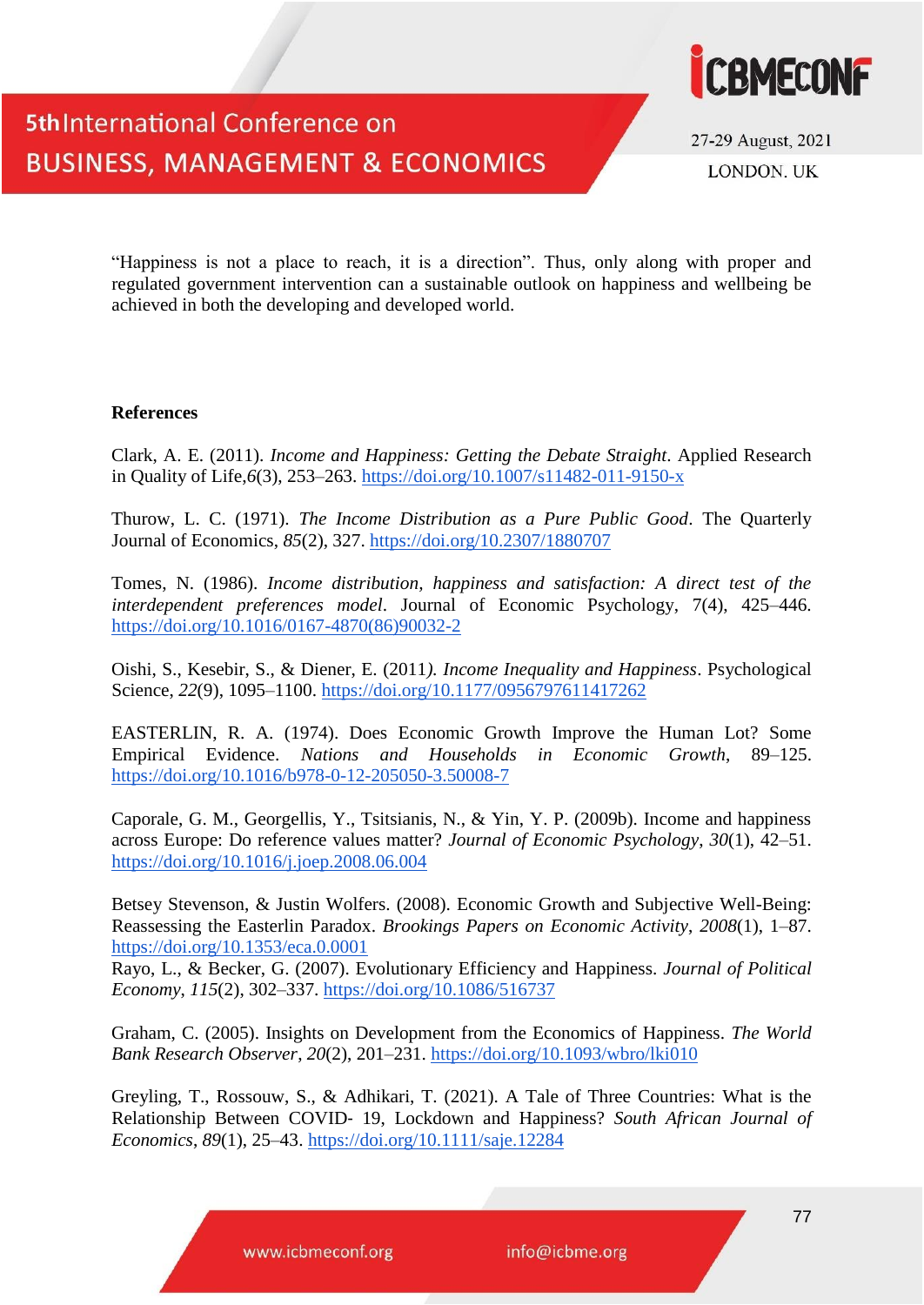"Happiness is not a place to reach, it is a direction". Thus, only along with proper and regulated government intervention can a sustainable outlook on happiness and wellbeing be achieved in both the developing and developed world.

**References**

Clark, A. E. (2011). *Income and Happiness: Getting the Debate Straight*. Applied Research in Quality of Life,*6*(3), 253–263. https://doi.org/10.1007/s11482-011-9150-x

Thurow, L. C. (1971). *The Income Distribution as a Pure Public Good*. The Quarterly Journal of Economics, *85*(2), 327. https://doi.org/10.2307/1880707

Tomes, N. (1986). *Income distribution, happiness and satisfaction: A direct test of the interdependent preferences model*. Journal of Economic Psychology, 7(4), 425–446. https://doi.org/10.1016/0167-4870(86)90032-2

Oishi, S., Kesebir, S., & Diener, E. (2011*). Income Inequality and Happiness*. Psychological Science, *22*(9), 1095–1100. https://doi.org/10.1177/0956797611417262

EASTERLIN, R. A. (1974). Does Economic Growth Improve the Human Lot? Some Empirical Evidence. *Nations and Households in Economic Growth*, 89–125. https://doi.org/10.1016/b978-0-12-205050-3.50008-7

Caporale, G. M., Georgellis, Y., Tsitsianis, N., & Yin, Y. P. (2009b). Income and happiness across Europe: Do reference values matter? *Journal of Economic Psychology*, *30*(1), 42–51. https://doi.org/10.1016/j.joep.2008.06.004

Betsey Stevenson, & Justin Wolfers. (2008). Economic Growth and Subjective Well-Being: Reassessing the Easterlin Paradox. *Brookings Papers on Economic Activity*, *2008*(1), 1–87. https://doi.org/10.1353/eca.0.0001

Rayo, L., & Becker, G. (2007). Evolutionary Efficiency and Happiness. *Journal of Political Economy*, *115*(2), 302–337. https://doi.org/10.1086/516737

Graham, C. (2005). Insights on Development from the Economics of Happiness. *The World Bank Research Observer*, *20*(2), 201–231. https://doi.org/10.1093/wbro/lki010

Greyling, T., Rossouw, S., & Adhikari, T. (2021). A Tale of Three Countries: What is the Relationship Between COVID- 19, Lockdown and Happiness? *South African Journal of Economics*, *89*(1), 25–43. https://doi.org/10.1111/saje.12284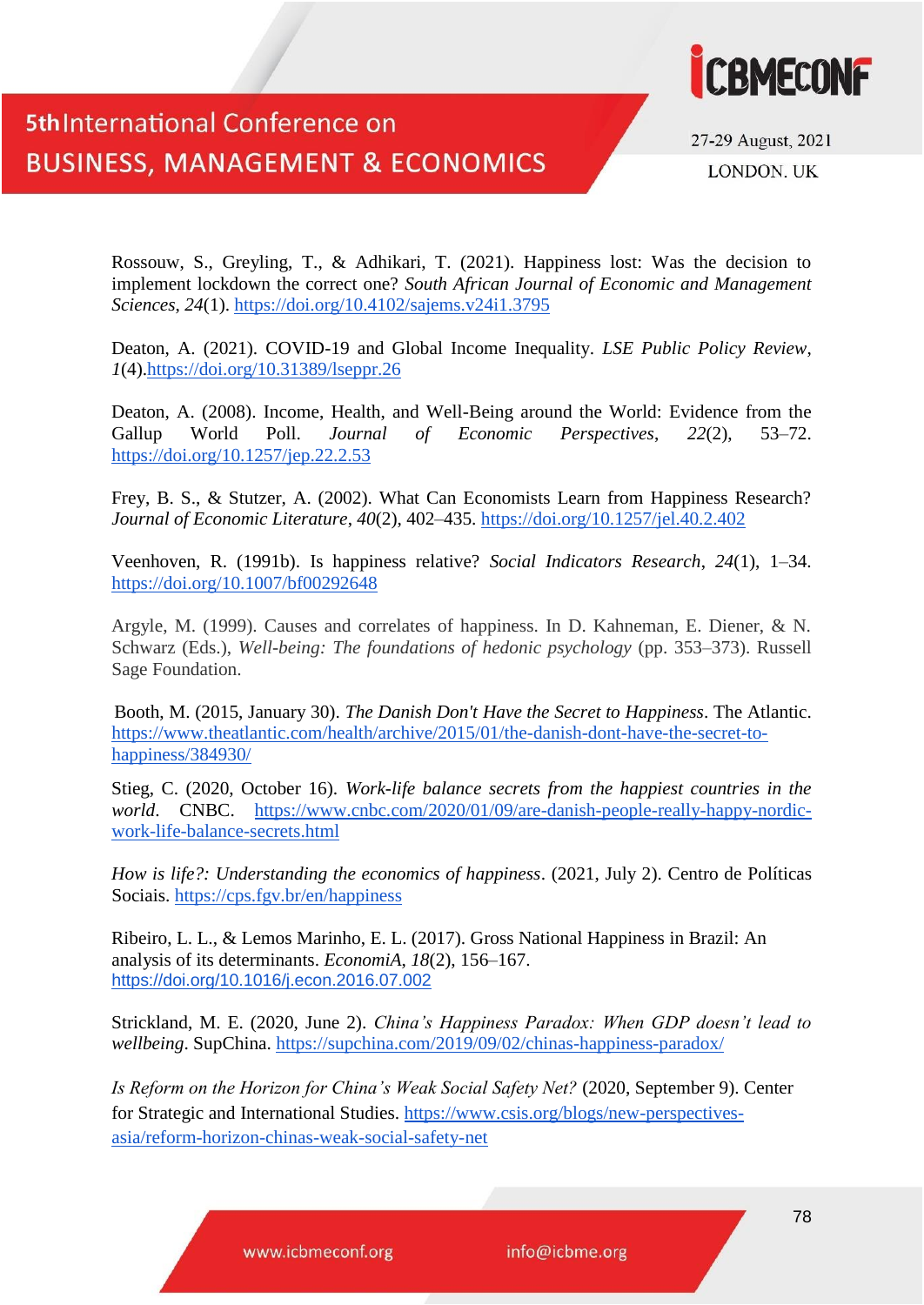Rossouw, S., Greyling, T., & Adhikari, T. (2021). Happiness lost: Was the decision to implement lockdown the correct one? *South African Journal of Economic and Management Sciences*, *24*(1). https://doi.org/10.4102/sajems.v24i1.3795

Deaton, A. (2021). COVID-19 and Global Income Inequality. *LSE Public Policy Review*, *1*(4).https://doi.org/10.31389/lseppr.26

Deaton, A. (2008). Income, Health, and Well-Being around the World: Evidence from the Gallup World Poll. *Journal of Economic Perspectives*, *22*(2), 53–72. https://doi.org/10.1257/jep.22.2.53

Frey, B. S., & Stutzer, A. (2002). What Can Economists Learn from Happiness Research? *Journal of Economic Literature*, *40*(2), 402–435. https://doi.org/10.1257/jel.40.2.402

Veenhoven, R. (1991b). Is happiness relative? *Social Indicators Research*, *24*(1), 1–34. https://doi.org/10.1007/bf00292648

Argyle, M. (1999). Causes and correlates of happiness. In D. Kahneman, E. Diener, & N. Schwarz (Eds.), *Well-being: The foundations of hedonic psychology* (pp. 353–373). Russell Sage Foundation.

Booth, M. (2015, January 30). *The Danish Don't Have the Secret to Happiness*. The Atlantic. https://www.theatlantic.com/health/archive/2015/01/the-danish-dont-have-the-secret-to-happiness/384930/

Stieg, C. (2020, October 16). *Work-life balance secrets from the happiest countries in the world*. CNBC. https://www.cnbc.com/2020/01/09/are-danish-people-really-happy-nordic-work-life-balance-secrets.html

*How is life?: Understanding the economics of happiness*. (2021, July 2). Centro de Políticas Sociais. https://cps.fgv.br/en/happiness

Ribeiro, L. L., & Lemos Marinho, E. L. (2017). Gross National Happiness in Brazil: An analysis of its determinants. *EconomiA*, *18*(2), 156–167. https://doi.org/10.1016/j.econ.2016.07.002

Strickland, M. E. (2020, June 2). *China's Happiness Paradox: When GDP doesn't lead to wellbeing*. SupChina. https://supchina.com/2019/09/02/chinas-happiness-paradox/

*Is Reform on the Horizon for China's Weak Social Safety Net?* (2020, September 9). Center for Strategic and International Studies. https://www.csis.org/blogs/new-perspectives-asia/reform-horizon-chinas-weak-social-safety-net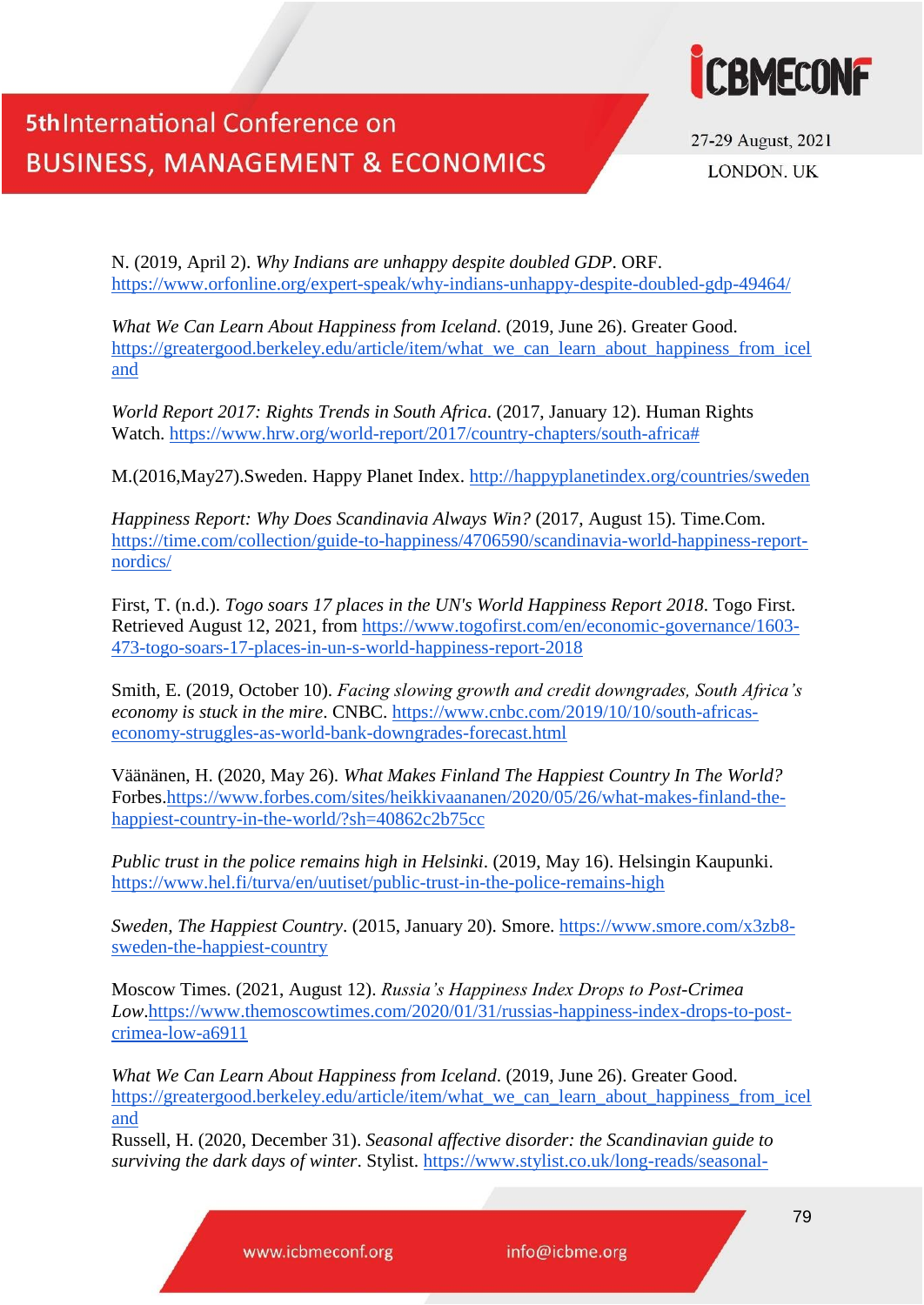N. (2019, April 2). *Why Indians are unhappy despite doubled GDP*. ORF. https://www.orfonline.org/expert-speak/why-indians-unhappy-despite-doubled-gdp-49464/

*What We Can Learn About Happiness from Iceland*. (2019, June 26). Greater Good. https://greatergood.berkeley.edu/article/item/what_we_can_learn_about_happiness_from_iceland

*World Report 2017: Rights Trends in South Africa*. (2017, January 12). Human Rights Watch. https://www.hrw.org/world-report/2017/country-chapters/south-africa#

M.(2016,May27).Sweden. Happy Planet Index. http://happyplanetindex.org/countries/sweden

*Happiness Report: Why Does Scandinavia Always Win?* (2017, August 15). Time.Com. https://time.com/collection/guide-to-happiness/4706590/scandinavia-world-happiness-report-nordics/

First, T. (n.d.). *Togo soars 17 places in the UN's World Happiness Report 2018*. Togo First. Retrieved August 12, 2021, from https://www.togofirst.com/en/economic-governance/1603-473-togo-soars-17-places-in-un-s-world-happiness-report-2018

Smith, E. (2019, October 10). *Facing slowing growth and credit downgrades, South Africa's economy is stuck in the mire*. CNBC. https://www.cnbc.com/2019/10/10/south-africas-economy-struggles-as-world-bank-downgrades-forecast.html

Väänänen, H. (2020, May 26). *What Makes Finland The Happiest Country In The World?* Forbes.https://www.forbes.com/sites/heikkivaananen/2020/05/26/what-makes-finland-the-happiest-country-in-the-world/?sh=40862c2b75cc

*Public trust in the police remains high in Helsinki*. (2019, May 16). Helsingin Kaupunki. https://www.hel.fi/turva/en/uutiset/public-trust-in-the-police-remains-high

*Sweden, The Happiest Country*. (2015, January 20). Smore. https://www.smore.com/x3zb8-sweden-the-happiest-country

Moscow Times. (2021, August 12). *Russia's Happiness Index Drops to Post-Crimea Low*.https://www.themoscowtimes.com/2020/01/31/russias-happiness-index-drops-to-post-crimea-low-a6911

*What We Can Learn About Happiness from Iceland*. (2019, June 26). Greater Good. https://greatergood.berkeley.edu/article/item/what_we_can_learn_about_happiness_from_iceland

Russell, H. (2020, December 31). *Seasonal affective disorder: the Scandinavian guide to surviving the dark days of winter*. Stylist. https://www.stylist.co.uk/long-reads/seasonal-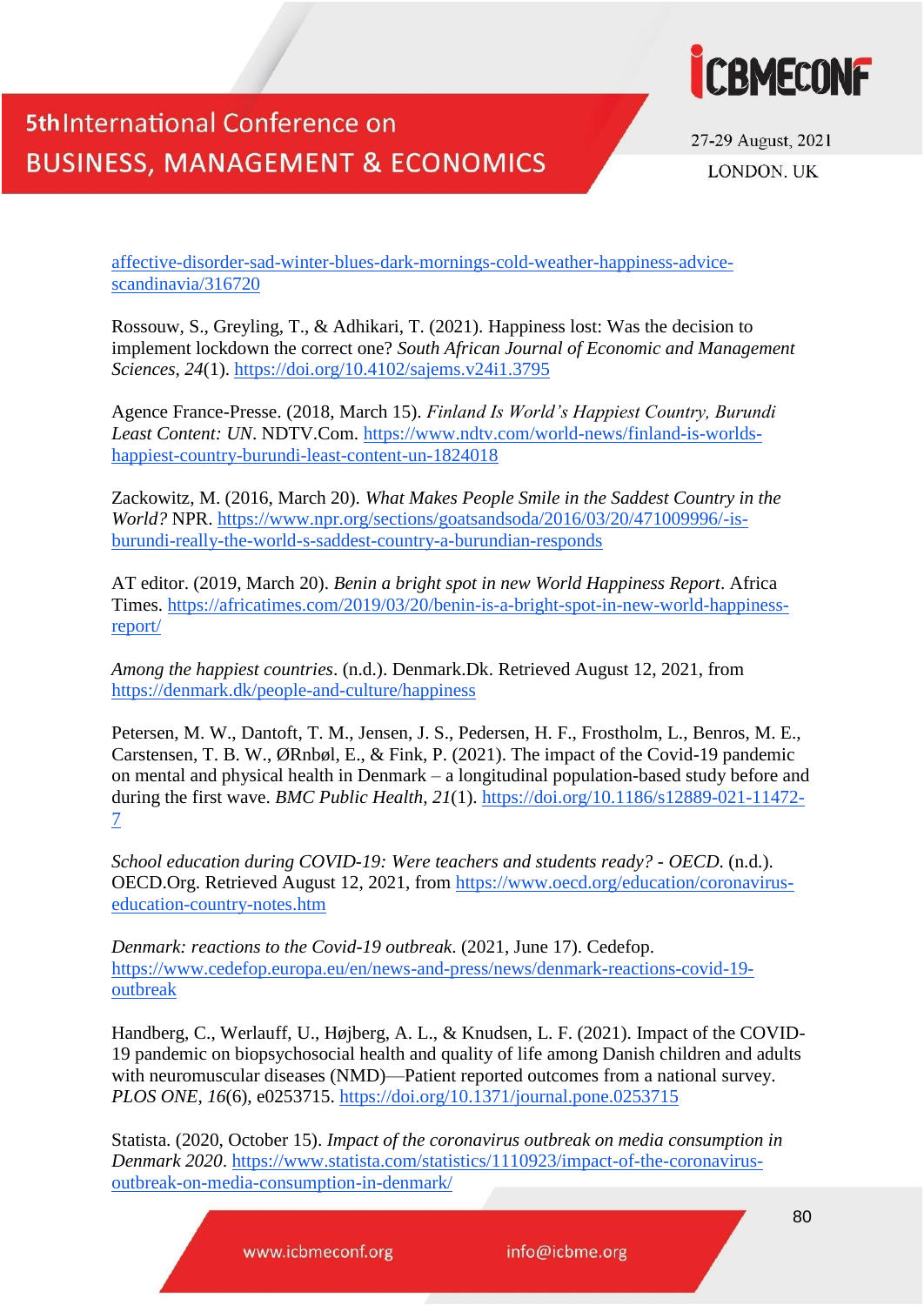affective-disorder-sad-winter-blues-dark-mornings-cold-weather-happiness-advice-scandinavia/316720

Rossouw, S., Greyling, T., & Adhikari, T. (2021). Happiness lost: Was the decision to implement lockdown the correct one? *South African Journal of Economic and Management Sciences*, *24*(1). https://doi.org/10.4102/sajems.v24i1.3795

Agence France-Presse. (2018, March 15). *Finland Is World's Happiest Country, Burundi Least Content: UN*. NDTV.Com. https://www.ndtv.com/world-news/finland-is-worlds-happiest-country-burundi-least-content-un-1824018

Zackowitz, M. (2016, March 20). *What Makes People Smile in the Saddest Country in the World?* NPR. https://www.npr.org/sections/goatsandsoda/2016/03/20/471009996/-is-burundi-really-the-world-s-saddest-country-a-burundian-responds

AT editor. (2019, March 20). *Benin a bright spot in new World Happiness Report*. Africa Times. https://africatimes.com/2019/03/20/benin-is-a-bright-spot-in-new-world-happiness-report/

*Among the happiest countries*. (n.d.). Denmark.Dk. Retrieved August 12, 2021, from https://denmark.dk/people-and-culture/happiness

Petersen, M. W., Dantoft, T. M., Jensen, J. S., Pedersen, H. F., Frostholm, L., Benros, M. E., Carstensen, T. B. W., ØRnbøl, E., & Fink, P. (2021). The impact of the Covid-19 pandemic on mental and physical health in Denmark – a longitudinal population-based study before and during the first wave. *BMC Public Health*, *21*(1). https://doi.org/10.1186/s12889-021-11472-7

*School education during COVID-19: Were teachers and students ready? - OECD*. (n.d.). OECD.Org. Retrieved August 12, 2021, from https://www.oecd.org/education/coronavirus-education-country-notes.htm

*Denmark: reactions to the Covid-19 outbreak*. (2021, June 17). Cedefop. https://www.cedefop.europa.eu/en/news-and-press/news/denmark-reactions-covid-19-outbreak

Handberg, C., Werlauff, U., Højberg, A. L., & Knudsen, L. F. (2021). Impact of the COVID-19 pandemic on biopsychosocial health and quality of life among Danish children and adults with neuromuscular diseases (NMD)—Patient reported outcomes from a national survey. *PLOS ONE*, *16*(6), e0253715. https://doi.org/10.1371/journal.pone.0253715

Statista. (2020, October 15). *Impact of the coronavirus outbreak on media consumption in Denmark 2020*. https://www.statista.com/statistics/1110923/impact-of-the-coronavirus-outbreak-on-media-consumption-in-denmark/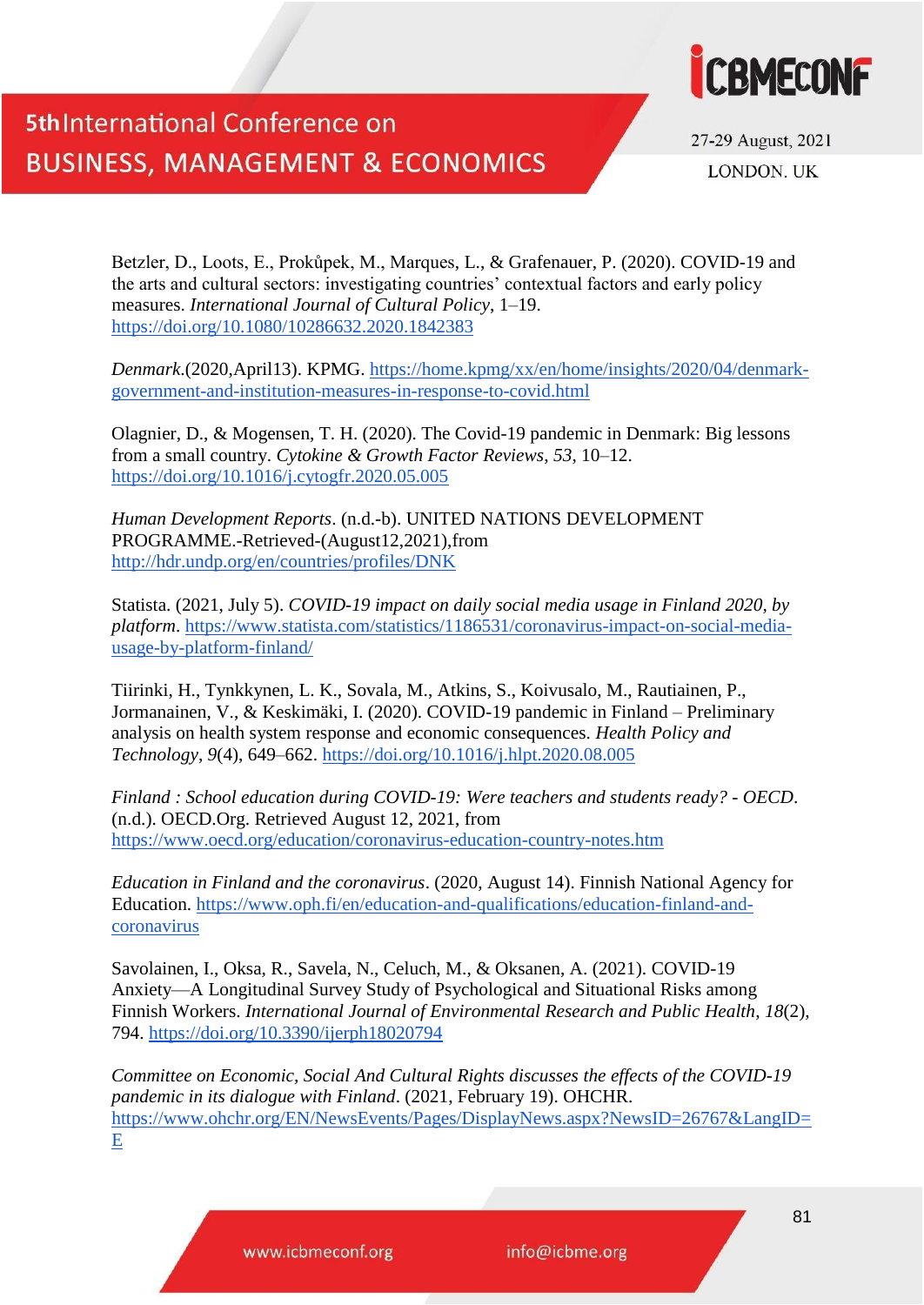Betzler, D., Loots, E., Prokůpek, M., Marques, L., & Grafenauer, P. (2020). COVID-19 and the arts and cultural sectors: investigating countries' contextual factors and early policy measures. *International Journal of Cultural Policy*, 1–19. https://doi.org/10.1080/10286632.2020.1842383

*Denmark*.(2020,April13). KPMG. https://home.kpmg/xx/en/home/insights/2020/04/denmark-government-and-institution-measures-in-response-to-covid.html

Olagnier, D., & Mogensen, T. H. (2020). The Covid-19 pandemic in Denmark: Big lessons from a small country. *Cytokine & Growth Factor Reviews*, *53*, 10–12. https://doi.org/10.1016/j.cytogfr.2020.05.005

*Human Development Reports*. (n.d.-b). UNITED NATIONS DEVELOPMENT PROGRAMME.-Retrieved-(August12,2021),from http://hdr.undp.org/en/countries/profiles/DNK

Statista. (2021, July 5). *COVID-19 impact on daily social media usage in Finland 2020, by platform*. https://www.statista.com/statistics/1186531/coronavirus-impact-on-social-media-usage-by-platform-finland/

Tiirinki, H., Tynkkynen, L. K., Sovala, M., Atkins, S., Koivusalo, M., Rautiainen, P., Jormanainen, V., & Keskimäki, I. (2020). COVID-19 pandemic in Finland – Preliminary analysis on health system response and economic consequences. *Health Policy and Technology*, *9*(4), 649–662. https://doi.org/10.1016/j.hlpt.2020.08.005

*Finland : School education during COVID-19: Were teachers and students ready? - OECD*. (n.d.). OECD.Org. Retrieved August 12, 2021, from https://www.oecd.org/education/coronavirus-education-country-notes.htm

*Education in Finland and the coronavirus*. (2020, August 14). Finnish National Agency for Education. https://www.oph.fi/en/education-and-qualifications/education-finland-and-coronavirus

Savolainen, I., Oksa, R., Savela, N., Celuch, M., & Oksanen, A. (2021). COVID-19 Anxiety—A Longitudinal Survey Study of Psychological and Situational Risks among Finnish Workers. *International Journal of Environmental Research and Public Health*, *18*(2), 794. https://doi.org/10.3390/ijerph18020794

*Committee on Economic, Social And Cultural Rights discusses the effects of the COVID-19 pandemic in its dialogue with Finland*. (2021, February 19). OHCHR. https://www.ohchr.org/EN/NewsEvents/Pages/DisplayNews.aspx?NewsID=26767&LangID=E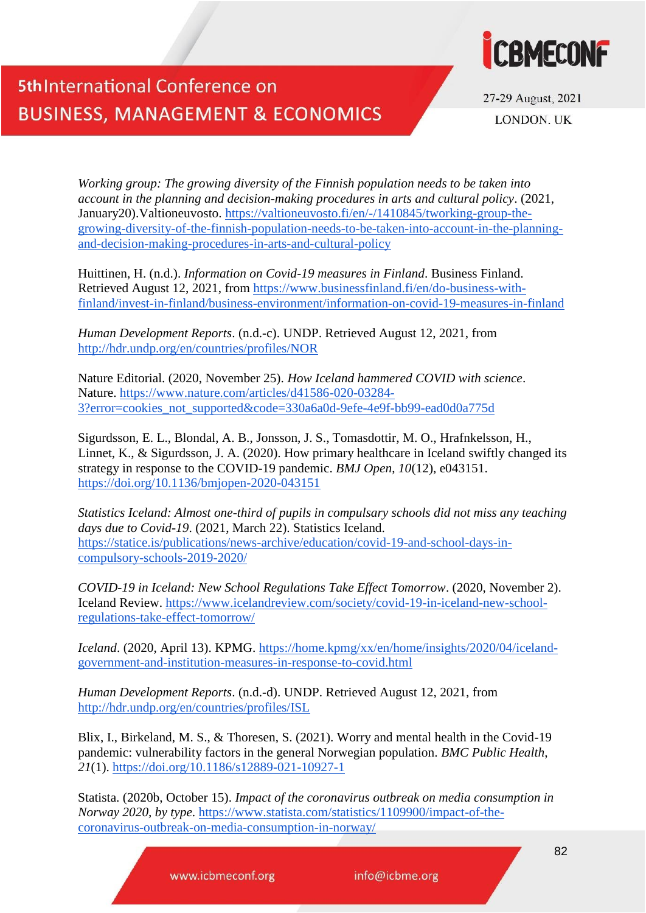*Working group: The growing diversity of the Finnish population needs to be taken into account in the planning and decision-making procedures in arts and cultural policy*. (2021, January20).Valtioneuvosto. https://valtioneuvosto.fi/en/-/1410845/tworking-group-the-growing-diversity-of-the-finnish-population-needs-to-be-taken-into-account-in-the-planning-and-decision-making-procedures-in-arts-and-cultural-policy

Huittinen, H. (n.d.). *Information on Covid-19 measures in Finland*. Business Finland. Retrieved August 12, 2021, from https://www.businessfinland.fi/en/do-business-with-finland/invest-in-finland/business-environment/information-on-covid-19-measures-in-finland

*Human Development Reports*. (n.d.-c). UNDP. Retrieved August 12, 2021, from http://hdr.undp.org/en/countries/profiles/NOR

Nature Editorial. (2020, November 25). *How Iceland hammered COVID with science*. Nature. https://www.nature.com/articles/d41586-020-03284-3?error=cookies_not_supported&code=330a6a0d-9efe-4e9f-bb99-ead0d0a775d

Sigurdsson, E. L., Blondal, A. B., Jonsson, J. S., Tomasdottir, M. O., Hrafnkelsson, H., Linnet, K., & Sigurdsson, J. A. (2020). How primary healthcare in Iceland swiftly changed its strategy in response to the COVID-19 pandemic. *BMJ Open*, *10*(12), e043151. https://doi.org/10.1136/bmjopen-2020-043151

*Statistics Iceland: Almost one-third of pupils in compulsary schools did not miss any teaching days due to Covid-19*. (2021, March 22). Statistics Iceland. https://statice.is/publications/news-archive/education/covid-19-and-school-days-in-compulsory-schools-2019-2020/

*COVID-19 in Iceland: New School Regulations Take Effect Tomorrow*. (2020, November 2). Iceland Review. https://www.icelandreview.com/society/covid-19-in-iceland-new-school-regulations-take-effect-tomorrow/

*Iceland*. (2020, April 13). KPMG. https://home.kpmg/xx/en/home/insights/2020/04/iceland-government-and-institution-measures-in-response-to-covid.html

*Human Development Reports*. (n.d.-d). UNDP. Retrieved August 12, 2021, from http://hdr.undp.org/en/countries/profiles/ISL

Blix, I., Birkeland, M. S., & Thoresen, S. (2021). Worry and mental health in the Covid-19 pandemic: vulnerability factors in the general Norwegian population. *BMC Public Health*, *21*(1). https://doi.org/10.1186/s12889-021-10927-1

Statista. (2020b, October 15). *Impact of the coronavirus outbreak on media consumption in Norway 2020, by type*. https://www.statista.com/statistics/1109900/impact-of-the-coronavirus-outbreak-on-media-consumption-in-norway/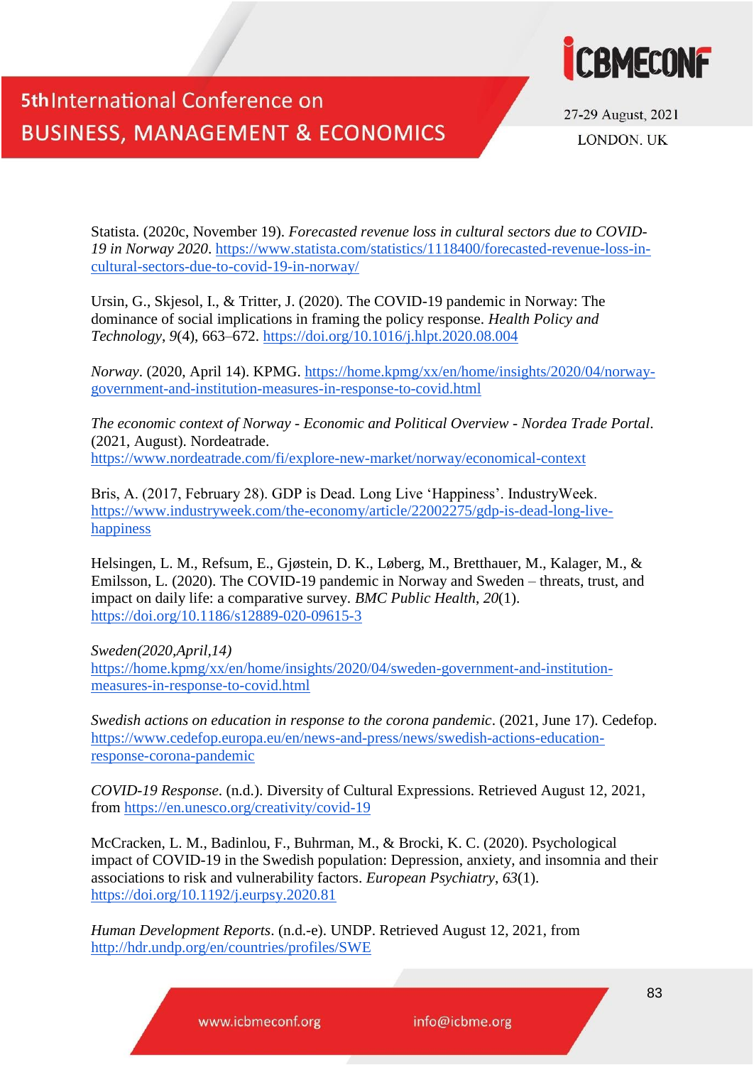Statista. (2020c, November 19). *Forecasted revenue loss in cultural sectors due to COVID-19 in Norway 2020*. https://www.statista.com/statistics/1118400/forecasted-revenue-loss-in-cultural-sectors-due-to-covid-19-in-norway/

Ursin, G., Skjesol, I., & Tritter, J. (2020). The COVID-19 pandemic in Norway: The dominance of social implications in framing the policy response. *Health Policy and Technology*, *9*(4), 663–672. https://doi.org/10.1016/j.hlpt.2020.08.004

*Norway*. (2020, April 14). KPMG. https://home.kpmg/xx/en/home/insights/2020/04/norway-government-and-institution-measures-in-response-to-covid.html

*The economic context of Norway - Economic and Political Overview - Nordea Trade Portal*. (2021, August). Nordeatrade. https://www.nordeatrade.com/fi/explore-new-market/norway/economical-context

Bris, A. (2017, February 28). GDP is Dead. Long Live 'Happiness'. IndustryWeek. https://www.industryweek.com/the-economy/article/22002275/gdp-is-dead-long-live-happiness

Helsingen, L. M., Refsum, E., Gjøstein, D. K., Løberg, M., Bretthauer, M., Kalager, M., & Emilsson, L. (2020). The COVID-19 pandemic in Norway and Sweden – threats, trust, and impact on daily life: a comparative survey. *BMC Public Health*, *20*(1). https://doi.org/10.1186/s12889-020-09615-3

*Sweden(2020,April,14)* https://home.kpmg/xx/en/home/insights/2020/04/sweden-government-and-institution-measures-in-response-to-covid.html

*Swedish actions on education in response to the corona pandemic*. (2021, June 17). Cedefop. https://www.cedefop.europa.eu/en/news-and-press/news/swedish-actions-education-response-corona-pandemic

*COVID-19 Response*. (n.d.). Diversity of Cultural Expressions. Retrieved August 12, 2021, from https://en.unesco.org/creativity/covid-19

McCracken, L. M., Badinlou, F., Buhrman, M., & Brocki, K. C. (2020). Psychological impact of COVID-19 in the Swedish population: Depression, anxiety, and insomnia and their associations to risk and vulnerability factors. *European Psychiatry*, *63*(1). https://doi.org/10.1192/j.eurpsy.2020.81

*Human Development Reports*. (n.d.-e). UNDP. Retrieved August 12, 2021, from http://hdr.undp.org/en/countries/profiles/SWE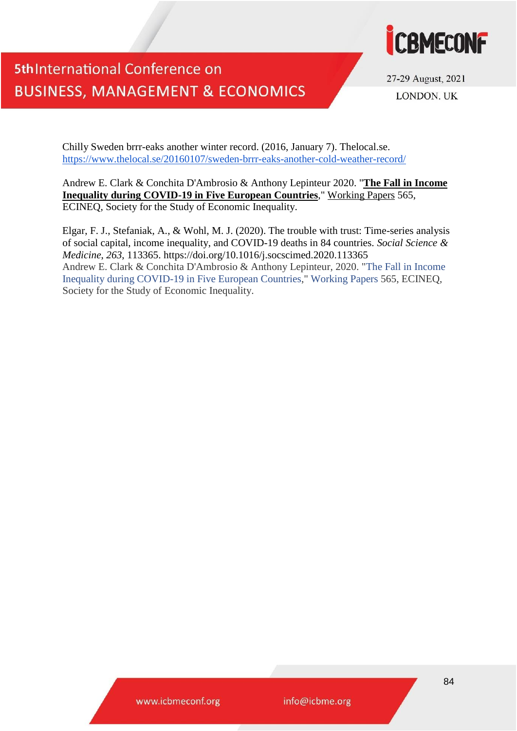Chilly Sweden brrr-eaks another winter record. (2016, January 7). Thelocal.se. https://www.thelocal.se/20160107/sweden-brrr-eaks-another-cold-weather-record/

Andrew E. Clark & Conchita D'Ambrosio & Anthony Lepinteur 2020. "**The Fall in Income Inequality during COVID-19 in Five European Countries**," Working Papers 565, ECINEQ, Society for the Study of Economic Inequality.

Elgar, F. J., Stefaniak, A., & Wohl, M. J. (2020). The trouble with trust: Time-series analysis of social capital, income inequality, and COVID-19 deaths in 84 countries. *Social Science & Medicine*, *263*, 113365. https://doi.org/10.1016/j.socscimed.2020.113365
Andrew E. Clark & Conchita D'Ambrosio & Anthony Lepinteur, 2020. "The Fall in Income Inequality during COVID-19 in Five European Countries," Working Papers 565, ECINEQ, Society for the Study of Economic Inequality.